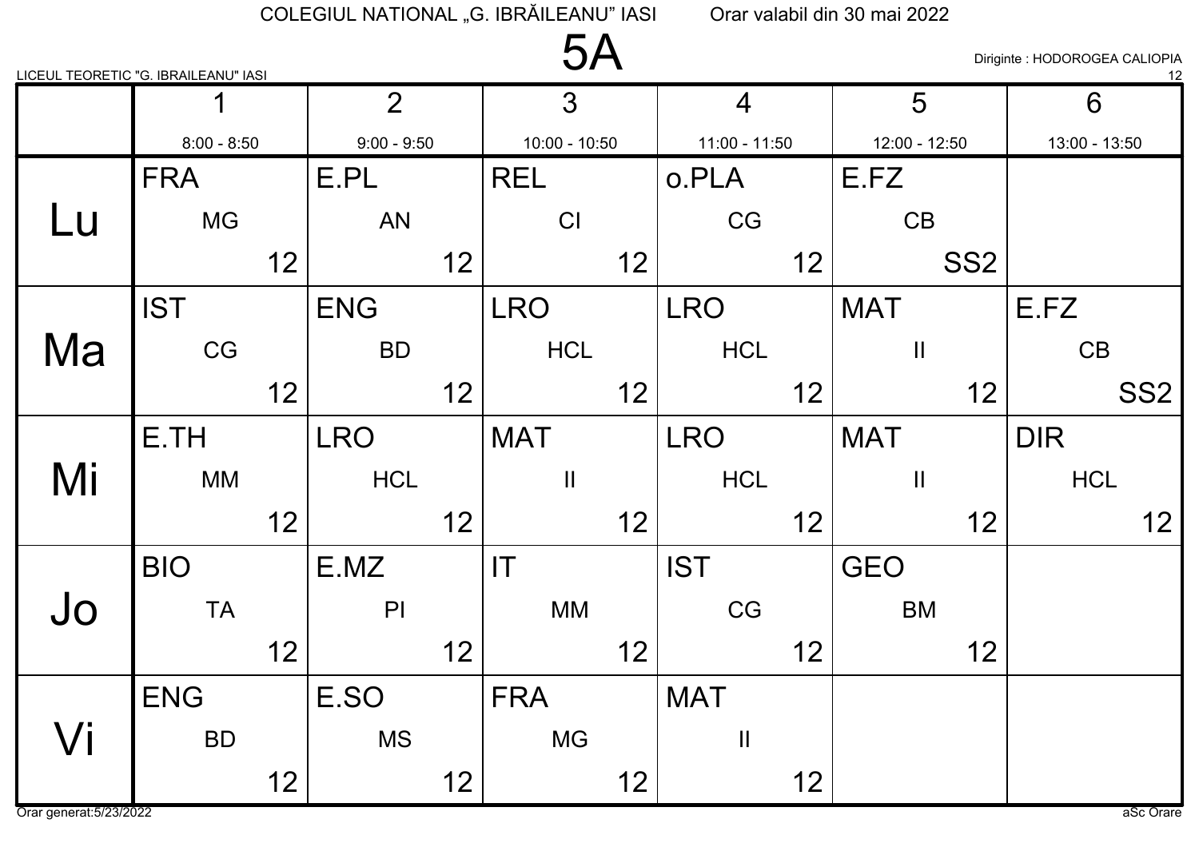COLEGIUL NATIONAL „G. IBRĂILEANU” IASI    Orar valabil din 30 mai 2022

# 5A

LICEUL TEORETIC "G. IBRAILEANU" IASI

Diriginte : HODOROGEA CALIOPIA
12

| | 1<br>8:00 - 8:50 | 2<br>9:00 - 9:50 | 3<br>10:00 - 10:50 | 4<br>11:00 - 11:50 | 5<br>12:00 - 12:50 | 6<br>13:00 - 13:50 |
|---|---|---|---|---|---|---|
| Lu | FRA<br>MG<br>12 | E.PL<br>AN<br>12 | REL<br>CI<br>12 | o.PLA<br>CG<br>12 | E.FZ<br>CB<br>SS2 | |
| Ma | IST<br>CG<br>12 | ENG<br>BD<br>12 | LRO<br>HCL<br>12 | LRO<br>HCL<br>12 | MAT<br>II<br>12 | E.FZ<br>CB<br>SS2 |
| Mi | E.TH<br>MM<br>12 | LRO<br>HCL<br>12 | MAT<br>II<br>12 | LRO<br>HCL<br>12 | MAT<br>II<br>12 | DIR<br>HCL<br>12 |
| Jo | BIO<br>TA<br>12 | E.MZ<br>PI<br>12 | IT<br>MM<br>12 | IST<br>CG<br>12 | GEO<br>BM<br>12 | |
| Vi | ENG<br>BD<br>12 | E.SO<br>MS<br>12 | FRA<br>MG<br>12 | MAT<br>II<br>12 | | |

Orar generat:5/23/2022    aSc Orare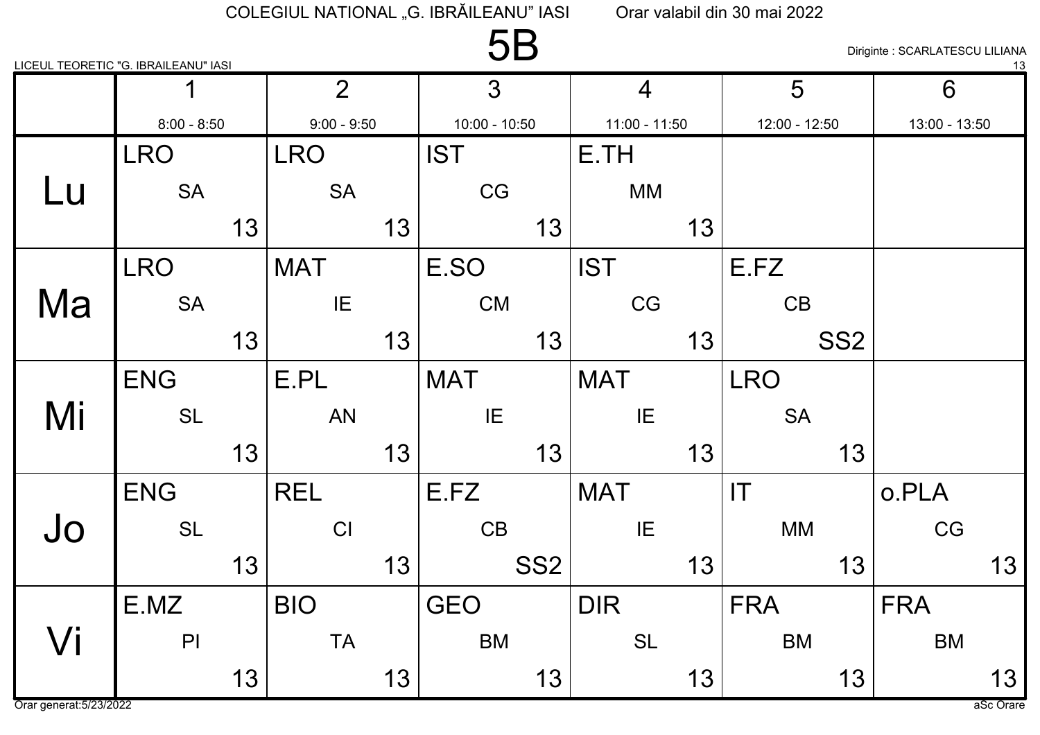COLEGIUL NATIONAL „G. IBRĂILEANU" IASI — Orar valabil din 30 mai 2022

# 5B

LICEUL TEORETIC "G. IBRAILEANU" IASI

Diriginte : SCARLATESCU LILIANA

13

| | 1<br>8:00 - 8:50 | 2<br>9:00 - 9:50 | 3<br>10:00 - 10:50 | 4<br>11:00 - 11:50 | 5<br>12:00 - 12:50 | 6<br>13:00 - 13:50 |
|---|---|---|---|---|---|---|
| Lu | LRO SA 13 | LRO SA 13 | IST CG 13 | E.TH MM 13 | | |
| Ma | LRO SA 13 | MAT IE 13 | E.SO CM 13 | IST CG 13 | E.FZ CB SS2 | |
| Mi | ENG SL 13 | E.PL AN 13 | MAT IE 13 | MAT IE 13 | LRO SA 13 | |
| Jo | ENG SL 13 | REL CI 13 | E.FZ CB SS2 | MAT IE 13 | IT MM 13 | o.PLA CG 13 |
| Vi | E.MZ PI 13 | BIO TA 13 | GEO BM 13 | DIR SL 13 | FRA BM 13 | FRA BM 13 |

Orar generat:5/23/2022

aSc Orare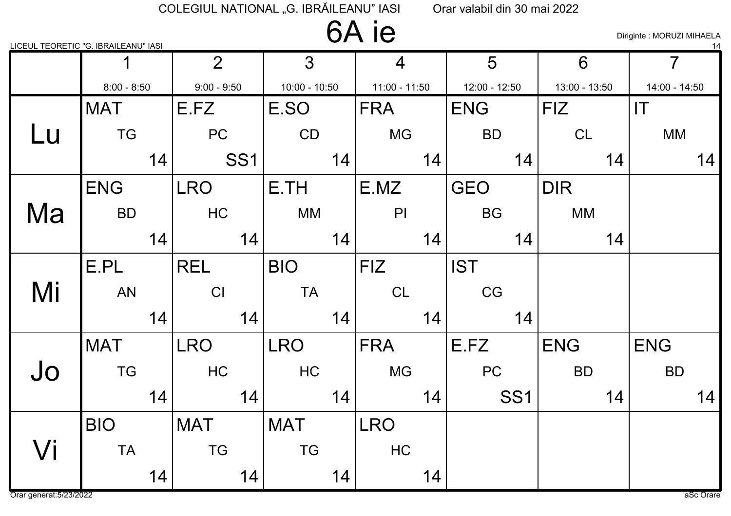COLEGIUL NATIONAL „G. IBRĂILEANU" IASI　　Orar valabil din 30 mai 2022

# 6A ie

LICEUL TEORETIC "G. IBRAILEANU" IASI

Diriginte : MORUZI MIHAELA

| | 1<br>8:00 - 8:50 | 2<br>9:00 - 9:50 | 3<br>10:00 - 10:50 | 4<br>11:00 - 11:50 | 5<br>12:00 - 12:50 | 6<br>13:00 - 13:50 | 7<br>14:00 - 14:50 |
|---|---|---|---|---|---|---|---|
| Lu | MAT TG 14 | E.FZ PC SS1 | E.SO CD 14 | FRA MG 14 | ENG BD 14 | FIZ CL 14 | IT MM 14 |
| Ma | ENG BD 14 | LRO HC 14 | E.TH MM 14 | E.MZ PI 14 | GEO BG 14 | DIR MM 14 | |
| Mi | E.PL AN 14 | REL CI 14 | BIO TA 14 | FIZ CL 14 | IST CG 14 | | |
| Jo | MAT TG 14 | LRO HC 14 | LRO HC 14 | FRA MG 14 | E.FZ PC SS1 | ENG BD 14 | ENG BD 14 |
| Vi | BIO TA 14 | MAT TG 14 | MAT TG 14 | LRO HC 14 | | | |

Orar generat:5/23/2022　　aSc Orare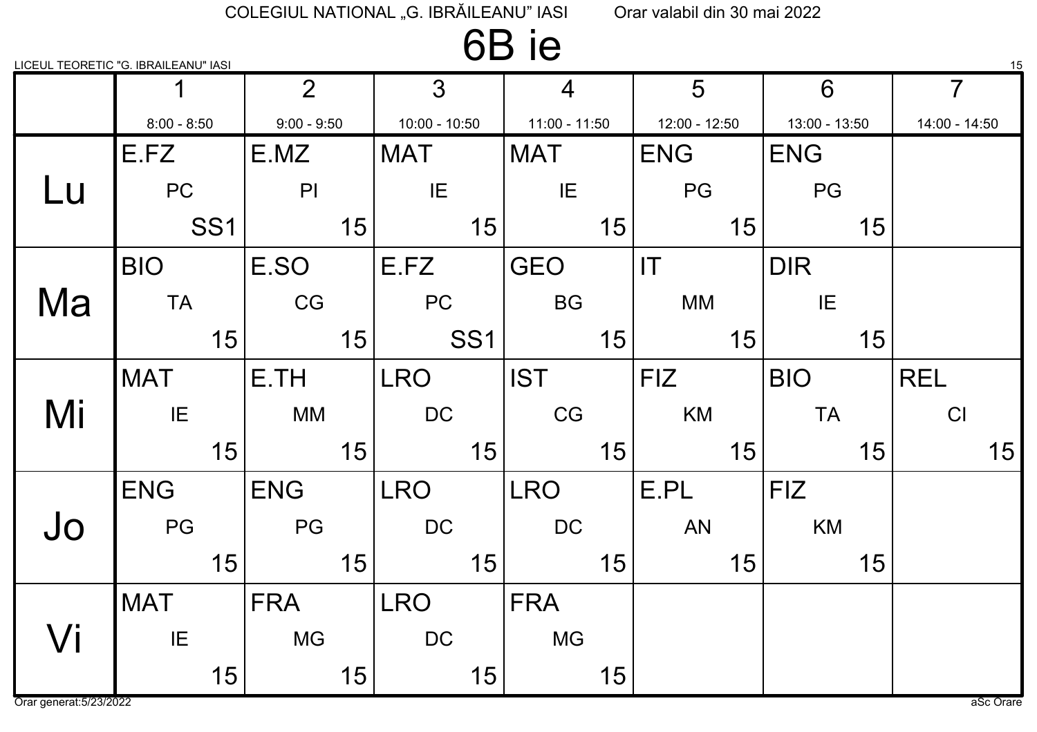COLEGIUL NATIONAL „G. IBRĂILEANU" IASI Orar valabil din 30 mai 2022

# 6B ie

LICEUL TEORETIC "G. IBRAILEANU" IASI

| | 1<br>8:00 - 8:50 | 2<br>9:00 - 9:50 | 3<br>10:00 - 10:50 | 4<br>11:00 - 11:50 | 5<br>12:00 - 12:50 | 6<br>13:00 - 13:50 | 7<br>14:00 - 14:50 |
|---|---|---|---|---|---|---|---|
| Lu | E.FZ PC SS1 | E.MZ PI 15 | MAT IE 15 | MAT IE 15 | ENG PG 15 | ENG PG 15 | |
| Ma | BIO TA 15 | E.SO CG 15 | E.FZ PC SS1 | GEO BG 15 | IT MM 15 | DIR IE 15 | |
| Mi | MAT IE 15 | E.TH MM 15 | LRO DC 15 | IST CG 15 | FIZ KM 15 | BIO TA 15 | REL CI 15 |
| Jo | ENG PG 15 | ENG PG 15 | LRO DC 15 | LRO DC 15 | E.PL AN 15 | FIZ KM 15 | |
| Vi | MAT IE 15 | FRA MG 15 | LRO DC 15 | FRA MG 15 | | | |

Orar generat:5/23/2022 aSc Orare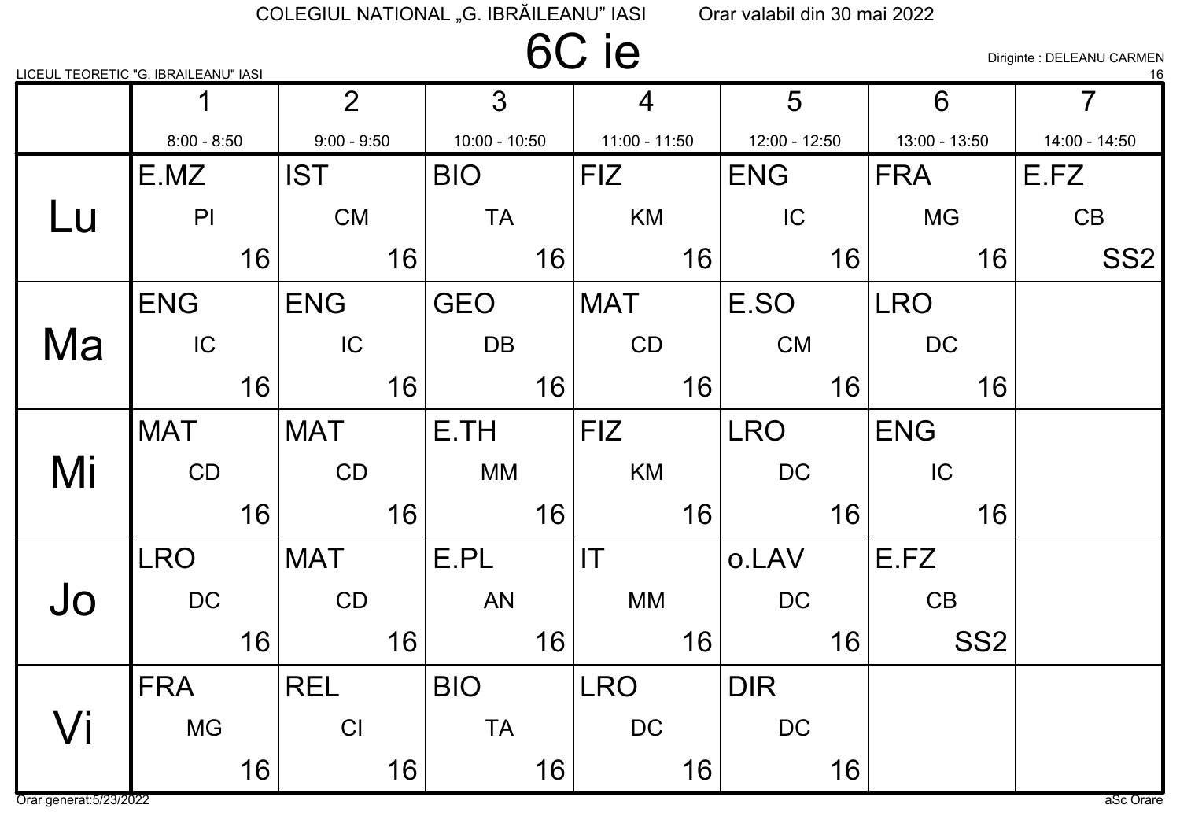COLEGIUL NATIONAL „G. IBRĂILEANU" IASI Orar valabil din 30 mai 2022

# 6C ie

LICEUL TEORETIC "G. IBRAILEANU" IASI

Diriginte : DELEANU CARMEN

16

| | 1<br>8:00 - 8:50 | 2<br>9:00 - 9:50 | 3<br>10:00 - 10:50 | 4<br>11:00 - 11:50 | 5<br>12:00 - 12:50 | 6<br>13:00 - 13:50 | 7<br>14:00 - 14:50 |
|---|---|---|---|---|---|---|---|
| Lu | E.MZ PI 16 | IST CM 16 | BIO TA 16 | FIZ KM 16 | ENG IC 16 | FRA MG 16 | E.FZ CB SS2 |
| Ma | ENG IC 16 | ENG IC 16 | GEO DB 16 | MAT CD 16 | E.SO CM 16 | LRO DC 16 | |
| Mi | MAT CD 16 | MAT CD 16 | E.TH MM 16 | FIZ KM 16 | LRO DC 16 | ENG IC 16 | |
| Jo | LRO DC 16 | MAT CD 16 | E.PL AN 16 | IT MM 16 | o.LAV DC 16 | E.FZ CB SS2 | |
| Vi | FRA MG 16 | REL CI 16 | BIO TA 16 | LRO DC 16 | DIR DC 16 | | |

Orar generat:5/23/2022

aSc Orare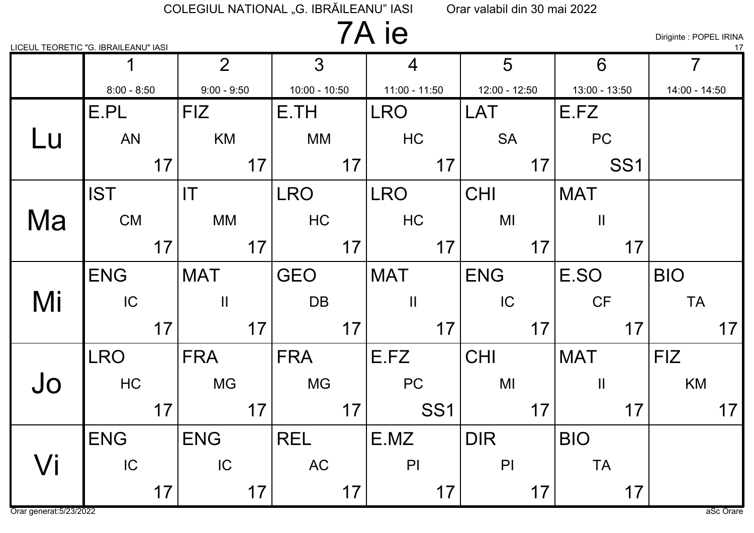COLEGIUL NATIONAL „G. IBRĂILEANU" IASI — Orar valabil din 30 mai 2022

# 7A ie

LICEUL TEORETIC "G. IBRAILEANU" IASI

Diriginte : POPEL IRINA

17

| | 1<br>8:00 - 8:50 | 2<br>9:00 - 9:50 | 3<br>10:00 - 10:50 | 4<br>11:00 - 11:50 | 5<br>12:00 - 12:50 | 6<br>13:00 - 13:50 | 7<br>14:00 - 14:50 |
|---|---|---|---|---|---|---|---|
| Lu | E.PL AN 17 | FIZ KM 17 | E.TH MM 17 | LRO HC 17 | LAT SA 17 | E.FZ PC SS1 | |
| Ma | IST CM 17 | IT MM 17 | LRO HC 17 | LRO HC 17 | CHI MI 17 | MAT II 17 | |
| Mi | ENG IC 17 | MAT II 17 | GEO DB 17 | MAT II 17 | ENG IC 17 | E.SO CF 17 | BIO TA 17 |
| Jo | LRO HC 17 | FRA MG 17 | FRA MG 17 | E.FZ PC SS1 | CHI MI 17 | MAT II 17 | FIZ KM 17 |
| Vi | ENG IC 17 | ENG IC 17 | REL AC 17 | E.MZ PI 17 | DIR PI 17 | BIO TA 17 | |

Orar generat:5/23/2022

aSc Orare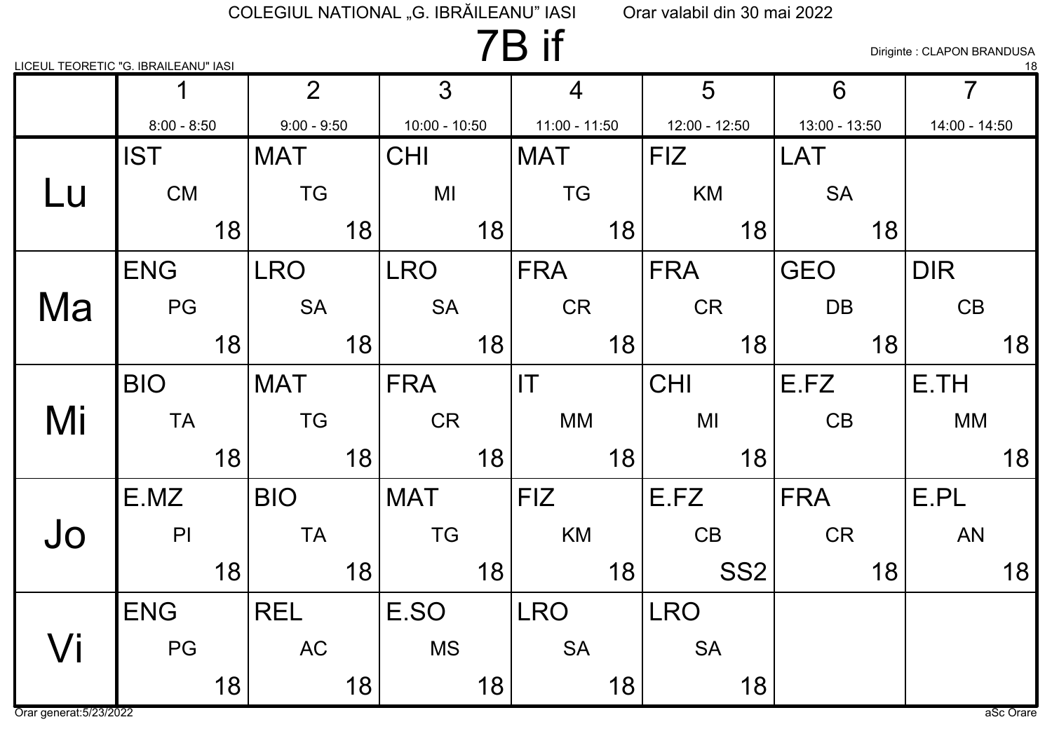COLEGIUL NATIONAL „G. IBRĂILEANU” IASI　　Orar valabil din 30 mai 2022

# 7B if

LICEUL TEORETIC "G. IBRAILEANU" IASI

Diriginte : CLAPON BRANDUSA

18

| | 1<br>8:00 - 8:50 | 2<br>9:00 - 9:50 | 3<br>10:00 - 10:50 | 4<br>11:00 - 11:50 | 5<br>12:00 - 12:50 | 6<br>13:00 - 13:50 | 7<br>14:00 - 14:50 |
|---|---|---|---|---|---|---|---|
| **Lu** | IST CM 18 | MAT TG 18 | CHI MI 18 | MAT TG 18 | FIZ KM 18 | LAT SA 18 | |
| **Ma** | ENG PG 18 | LRO SA 18 | LRO SA 18 | FRA CR 18 | FRA CR 18 | GEO DB 18 | DIR CB 18 |
| **Mi** | BIO TA 18 | MAT TG 18 | FRA CR 18 | IT MM 18 | CHI MI 18 | E.FZ CB | E.TH MM 18 |
| **Jo** | E.MZ PI 18 | BIO TA 18 | MAT TG 18 | FIZ KM 18 | E.FZ CB SS2 | FRA CR 18 | E.PL AN 18 |
| **Vi** | ENG PG 18 | REL AC 18 | E.SO MS 18 | LRO SA 18 | LRO SA 18 | | |

Orar generat:5/23/2022　　aSc Orare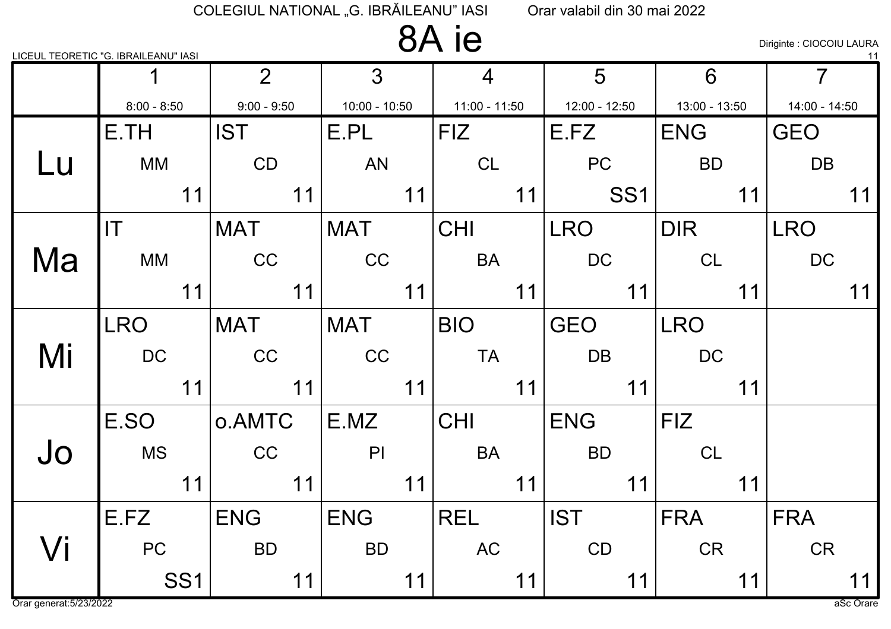COLEGIUL NATIONAL „G. IBRĂILEANU" IASI Orar valabil din 30 mai 2022

# 8A ie

LICEUL TEORETIC "G. IBRAILEANU" IASI

Diriginte : CIOCOIU LAURA

11

| | 1<br>8:00 - 8:50 | 2<br>9:00 - 9:50 | 3<br>10:00 - 10:50 | 4<br>11:00 - 11:50 | 5<br>12:00 - 12:50 | 6<br>13:00 - 13:50 | 7<br>14:00 - 14:50 |
|---|---|---|---|---|---|---|---|
| Lu | E.TH MM 11 | IST CD 11 | E.PL AN 11 | FIZ CL 11 | E.FZ PC SS1 | ENG BD 11 | GEO DB 11 |
| Ma | IT MM 11 | MAT CC 11 | MAT CC 11 | CHI BA 11 | LRO DC 11 | DIR CL 11 | LRO DC 11 |
| Mi | LRO DC 11 | MAT CC 11 | MAT CC 11 | BIO TA 11 | GEO DB 11 | LRO DC 11 | |
| Jo | E.SO MS 11 | o.AMTC CC 11 | E.MZ PI 11 | CHI BA 11 | ENG BD 11 | FIZ CL 11 | |
| Vi | E.FZ PC SS1 | ENG BD 11 | ENG BD 11 | REL AC 11 | IST CD 11 | FRA CR 11 | FRA CR 11 |

Orar generat:5/23/2022

aSc Orare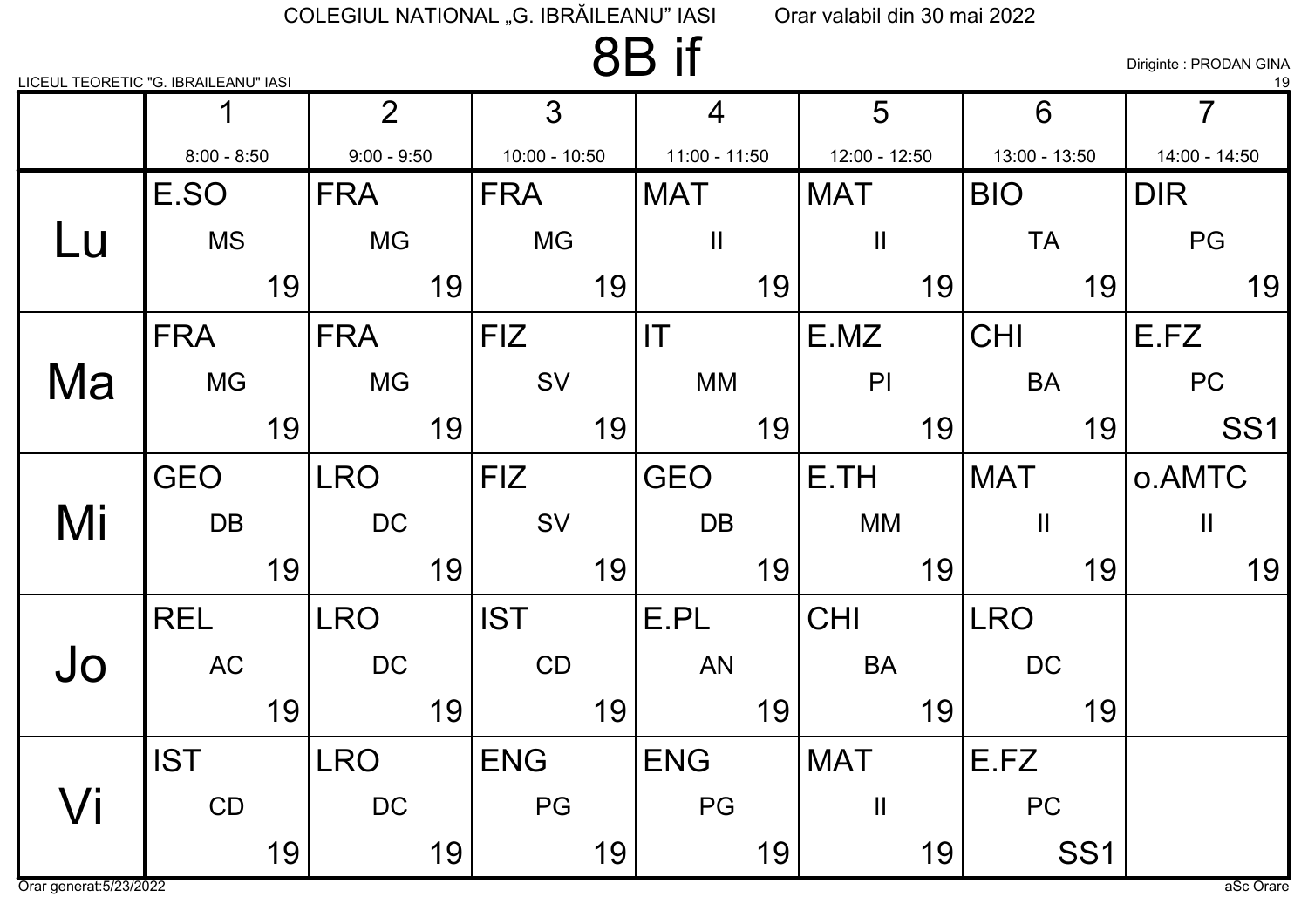COLEGIUL NATIONAL „G. IBRĂILEANU" IASI Orar valabil din 30 mai 2022

# 8B if

LICEUL TEORETIC "G. IBRAILEANU" IASI

Diriginte : PRODAN GINA

19

| | 1<br>8:00 - 8:50 | 2<br>9:00 - 9:50 | 3<br>10:00 - 10:50 | 4<br>11:00 - 11:50 | 5<br>12:00 - 12:50 | 6<br>13:00 - 13:50 | 7<br>14:00 - 14:50 |
|---|---|---|---|---|---|---|---|
| Lu | E.SO MS 19 | FRA MG 19 | FRA MG 19 | MAT II 19 | MAT II 19 | BIO TA 19 | DIR PG 19 |
| Ma | FRA MG 19 | FRA MG 19 | FIZ SV 19 | IT MM 19 | E.MZ PI 19 | CHI BA 19 | E.FZ PC SS1 |
| Mi | GEO DB 19 | LRO DC 19 | FIZ SV 19 | GEO DB 19 | E.TH MM 19 | MAT II 19 | o.AMTC II 19 |
| Jo | REL AC 19 | LRO DC 19 | IST CD 19 | E.PL AN 19 | CHI BA 19 | LRO DC 19 | |
| Vi | IST CD 19 | LRO DC 19 | ENG PG 19 | ENG PG 19 | MAT II 19 | E.FZ PC SS1 | |

Orar generat:5/23/2022

aSc Orare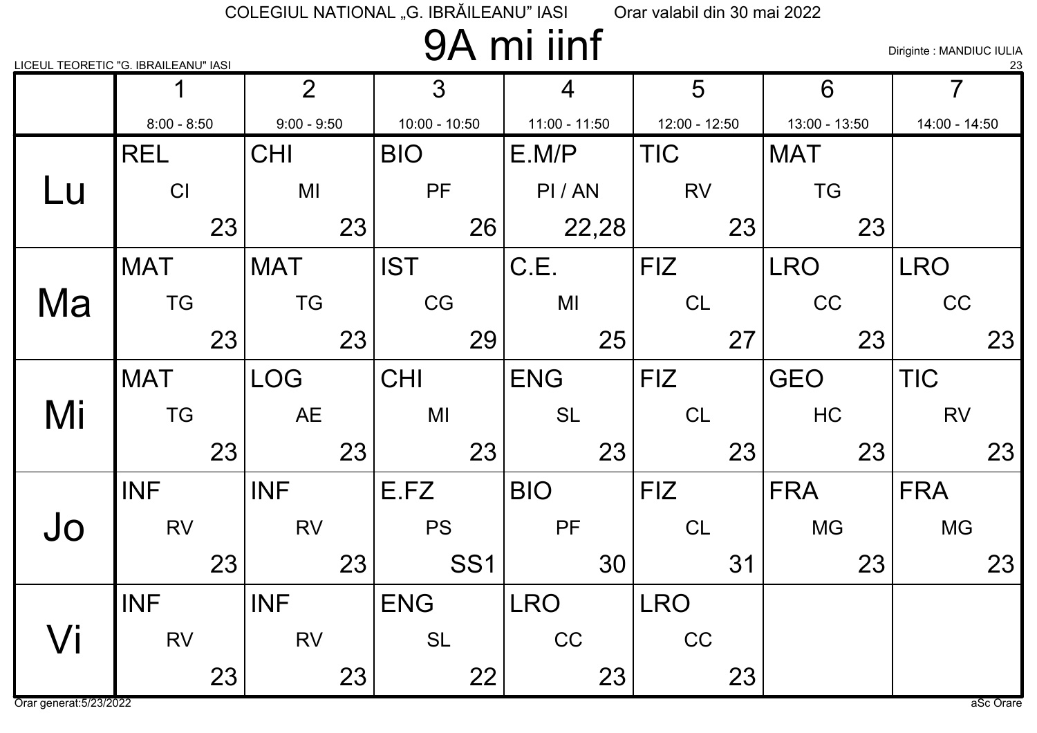COLEGIUL NATIONAL „G. IBRĂILEANU" IASI    Orar valabil din 30 mai 2022

# 9A mi iinf

LICEUL TEORETIC "G. IBRAILEANU" IASI

Diriginte : MANDIUC IULIA

23

| | 1<br>8:00 - 8:50 | 2<br>9:00 - 9:50 | 3<br>10:00 - 10:50 | 4<br>11:00 - 11:50 | 5<br>12:00 - 12:50 | 6<br>13:00 - 13:50 | 7<br>14:00 - 14:50 |
|---|---|---|---|---|---|---|---|
| **Lu** | REL CI 23 | CHI MI 23 | BIO PF 26 | E.M/P PI / AN 22,28 | TIC RV 23 | MAT TG 23 | |
| **Ma** | MAT TG 23 | MAT TG 23 | IST CG 29 | C.E. MI 25 | FIZ CL 27 | LRO CC 23 | LRO CC 23 |
| **Mi** | MAT TG 23 | LOG AE 23 | CHI MI 23 | ENG SL 23 | FIZ CL 23 | GEO HC 23 | TIC RV 23 |
| **Jo** | INF RV 23 | INF RV 23 | E.FZ PS SS1 | BIO PF 30 | FIZ CL 31 | FRA MG 23 | FRA MG 23 |
| **Vi** | INF RV 23 | INF RV 23 | ENG SL 22 | LRO CC 23 | LRO CC 23 | | |

Orar generat:5/23/2022    aSc Orare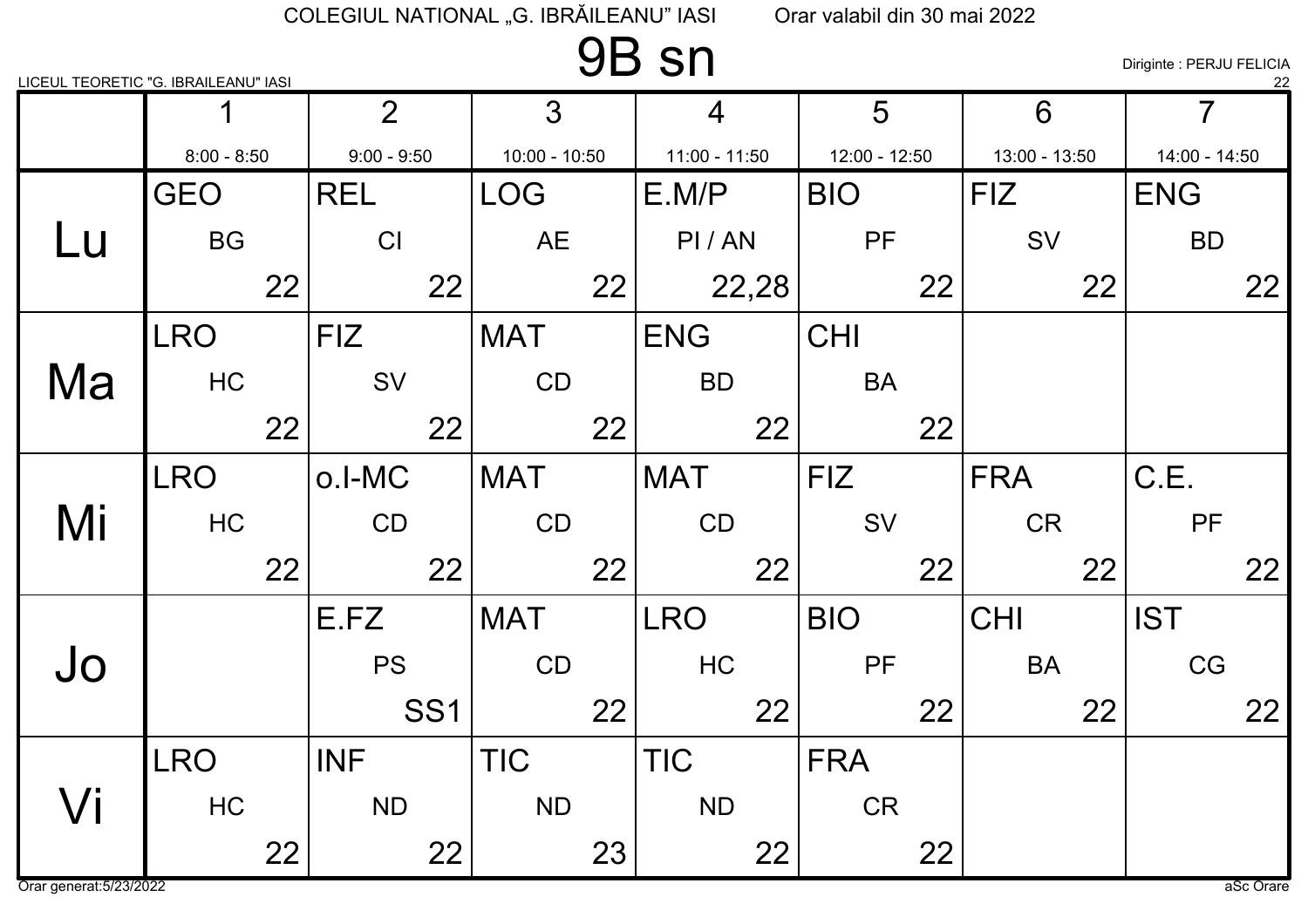COLEGIUL NATIONAL „G. IBRĂILEANU" IASI     Orar valabil din 30 mai 2022

# 9B sn

LICEUL TEORETIC "G. IBRAILEANU" IASI

Diriginte : PERJU FELICIA
22

| | 1<br>8:00 - 8:50 | 2<br>9:00 - 9:50 | 3<br>10:00 - 10:50 | 4<br>11:00 - 11:50 | 5<br>12:00 - 12:50 | 6<br>13:00 - 13:50 | 7<br>14:00 - 14:50 |
|---|---|---|---|---|---|---|---|
| Lu | GEO<br>BG<br>22 | REL<br>CI<br>22 | LOG<br>AE<br>22 | E.M/P<br>PI / AN<br>22,28 | BIO<br>PF<br>22 | FIZ<br>SV<br>22 | ENG<br>BD<br>22 |
| Ma | LRO<br>HC<br>22 | FIZ<br>SV<br>22 | MAT<br>CD<br>22 | ENG<br>BD<br>22 | CHI<br>BA<br>22 | | |
| Mi | LRO<br>HC<br>22 | o.I-MC<br>CD<br>22 | MAT<br>CD<br>22 | MAT<br>CD<br>22 | FIZ<br>SV<br>22 | FRA<br>CR<br>22 | C.E.<br>PF<br>22 |
| Jo | | E.FZ<br>PS<br>SS1 | MAT<br>CD<br>22 | LRO<br>HC<br>22 | BIO<br>PF<br>22 | CHI<br>BA<br>22 | IST<br>CG<br>22 |
| Vi | LRO<br>HC<br>22 | INF<br>ND<br>22 | TIC<br>ND<br>23 | TIC<br>ND<br>22 | FRA<br>CR<br>22 | | |

Orar generat:5/23/2022     aSc Orare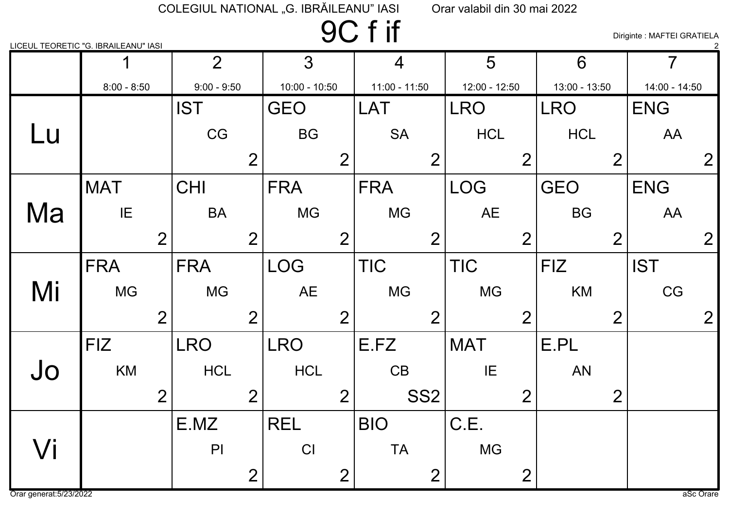COLEGIUL NATIONAL „G. IBRĂILEANU” IASI — Orar valabil din 30 mai 2022

LICEUL TEORETIC "G. IBRAILEANU" IASI

# 9C f if

Diriginte : MAFTEI GRATIELA

| | 1<br>8:00 - 8:50 | 2<br>9:00 - 9:50 | 3<br>10:00 - 10:50 | 4<br>11:00 - 11:50 | 5<br>12:00 - 12:50 | 6<br>13:00 - 13:50 | 7<br>14:00 - 14:50 |
|---|---|---|---|---|---|---|---|
| Lu | | IST CG 2 | GEO BG 2 | LAT SA 2 | LRO HCL 2 | LRO HCL 2 | ENG AA 2 |
| Ma | MAT IE 2 | CHI BA 2 | FRA MG 2 | FRA MG 2 | LOG AE 2 | GEO BG 2 | ENG AA 2 |
| Mi | FRA MG 2 | FRA MG 2 | LOG AE 2 | TIC MG 2 | TIC MG 2 | FIZ KM 2 | IST CG 2 |
| Jo | FIZ KM 2 | LRO HCL 2 | LRO HCL 2 | E.FZ CB SS2 | MAT IE 2 | E.PL AN 2 | |
| Vi | | E.MZ PI 2 | REL CI 2 | BIO TA 2 | C.E. MG 2 | | |

Orar generat:5/23/2022 — aSc Orare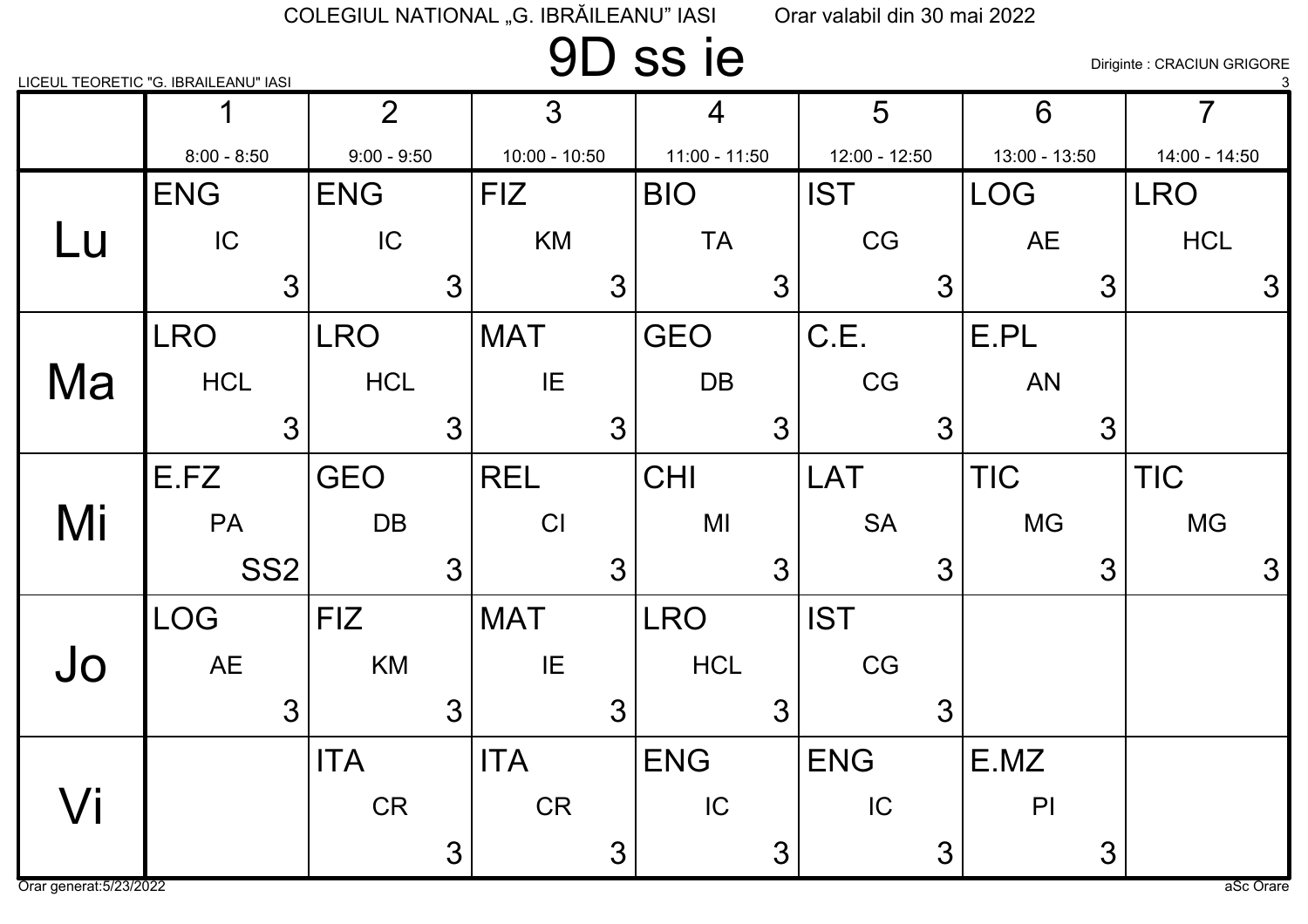COLEGIUL NATIONAL „G. IBRĂILEANU" IASI Orar valabil din 30 mai 2022

# 9D ss ie

LICEUL TEORETIC "G. IBRAILEANU" IASI

Diriginte : CRACIUN GRIGORE

|  | 1<br>8:00 - 8:50 | 2<br>9:00 - 9:50 | 3<br>10:00 - 10:50 | 4<br>11:00 - 11:50 | 5<br>12:00 - 12:50 | 6<br>13:00 - 13:50 | 7<br>14:00 - 14:50 |
|---|---|---|---|---|---|---|---|
| Lu | ENG IC 3 | ENG IC 3 | FIZ KM 3 | BIO TA 3 | IST CG 3 | LOG AE 3 | LRO HCL 3 |
| Ma | LRO HCL 3 | LRO HCL 3 | MAT IE 3 | GEO DB 3 | C.E. CG 3 | E.PL AN 3 |  |
| Mi | E.FZ PA SS2 | GEO DB 3 | REL CI 3 | CHI MI 3 | LAT SA 3 | TIC MG 3 | TIC MG 3 |
| Jo | LOG AE 3 | FIZ KM 3 | MAT IE 3 | LRO HCL 3 | IST CG 3 |  |  |
| Vi |  | ITA CR 3 | ITA CR 3 | ENG IC 3 | ENG IC 3 | E.MZ PI 3 |  |

Orar generat:5/23/2022

aSc Orare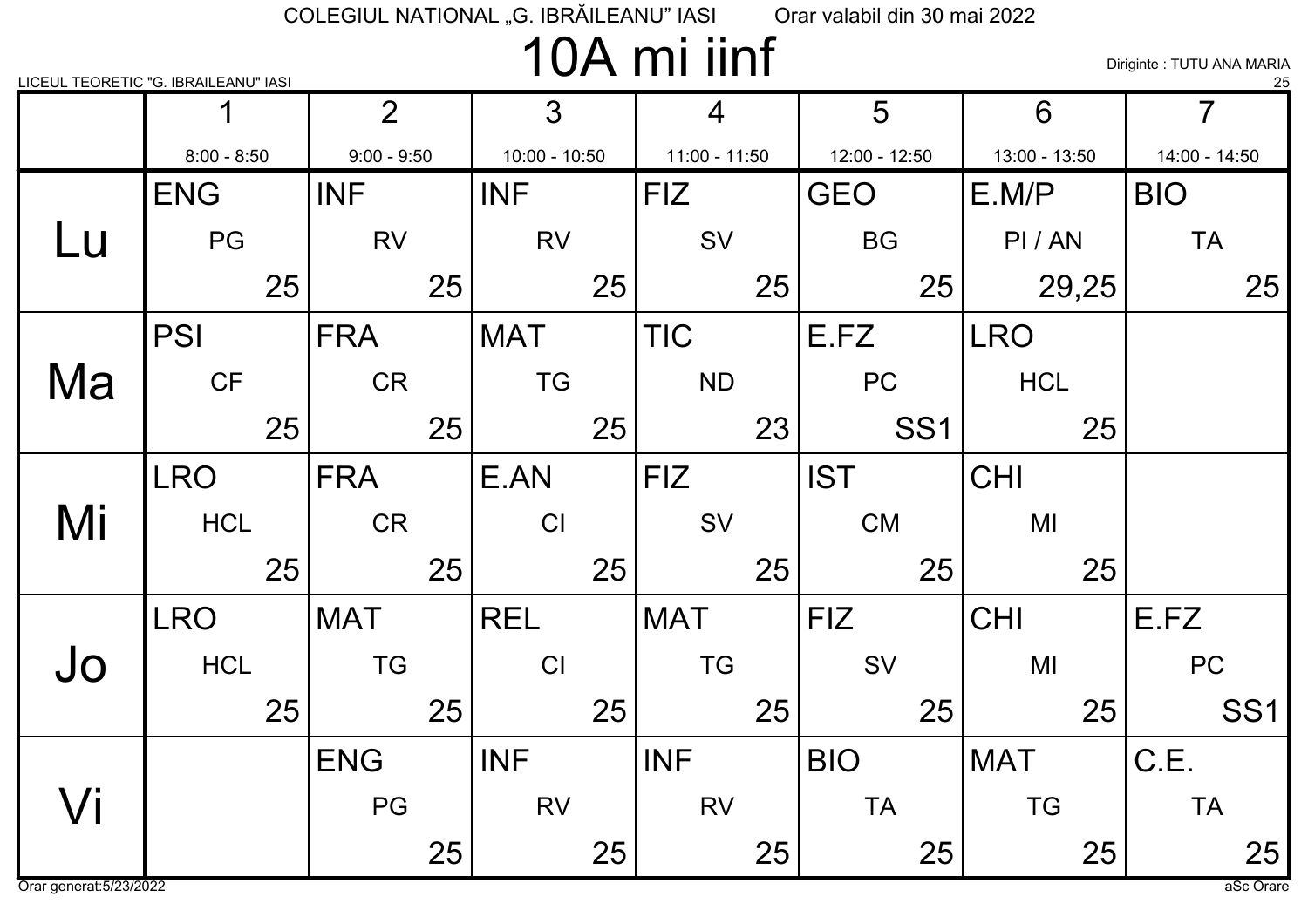COLEGIUL NATIONAL „G. IBRĂILEANU" IASI Orar valabil din 30 mai 2022

# 10A mi iinf

LICEUL TEORETIC "G. IBRAILEANU" IASI

Diriginte : TUTU ANA MARIA

25

| | 1<br>8:00 - 8:50 | 2<br>9:00 - 9:50 | 3<br>10:00 - 10:50 | 4<br>11:00 - 11:50 | 5<br>12:00 - 12:50 | 6<br>13:00 - 13:50 | 7<br>14:00 - 14:50 |
|---|---|---|---|---|---|---|---|
| Lu | ENG PG 25 | INF RV 25 | INF RV 25 | FIZ SV 25 | GEO BG 25 | E.M/P PI / AN 29,25 | BIO TA 25 |
| Ma | PSI CF 25 | FRA CR 25 | MAT TG 25 | TIC ND 23 | E.FZ PC SS1 | LRO HCL 25 | |
| Mi | LRO HCL 25 | FRA CR 25 | E.AN CI 25 | FIZ SV 25 | IST CM 25 | CHI MI 25 | |
| Jo | LRO HCL 25 | MAT TG 25 | REL CI 25 | MAT TG 25 | FIZ SV 25 | CHI MI 25 | E.FZ PC SS1 |
| Vi | | ENG PG 25 | INF RV 25 | INF RV 25 | BIO TA 25 | MAT TG 25 | C.E. TA 25 |

Orar generat:5/23/2022 aSc Orare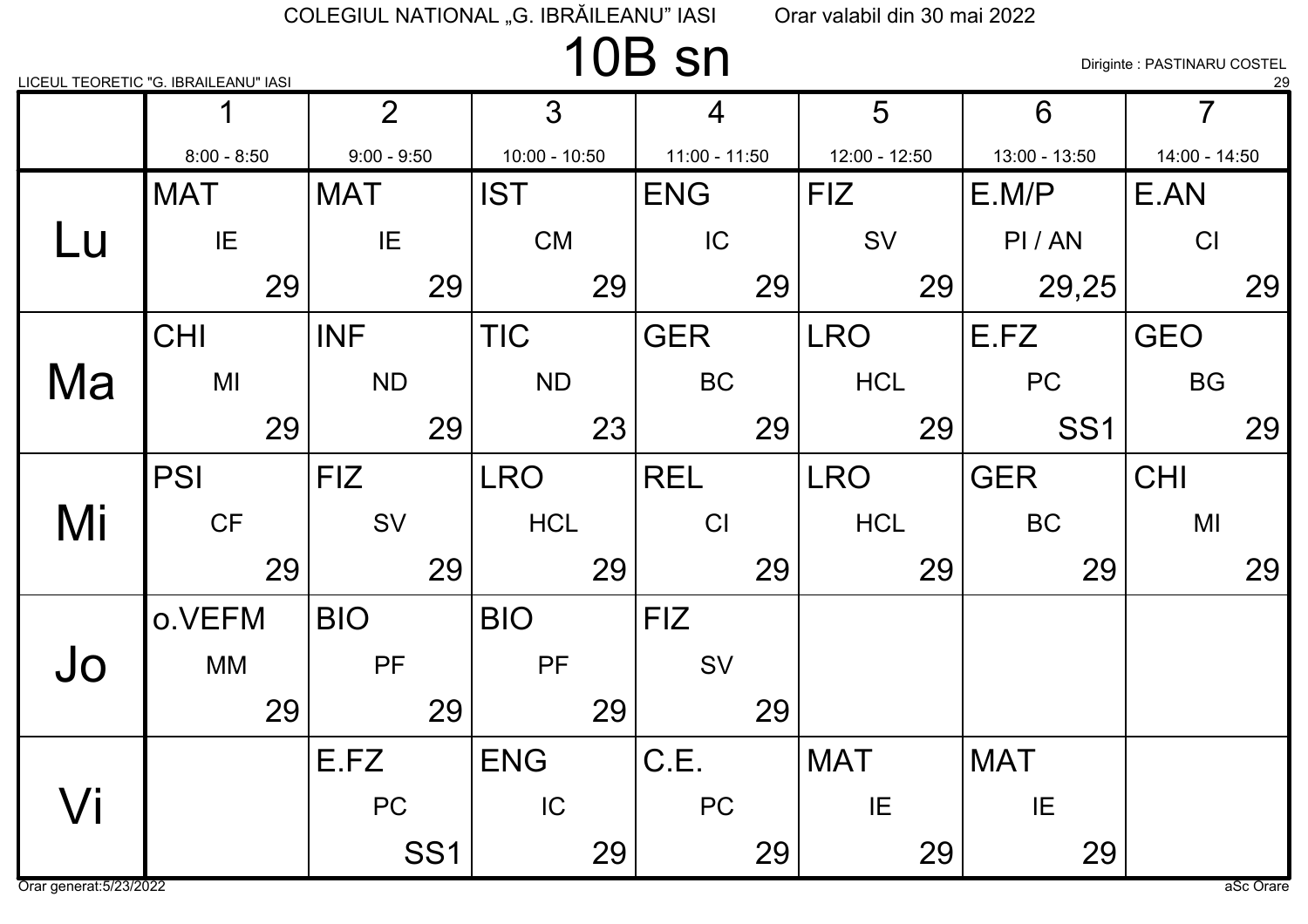COLEGIUL NATIONAL „G. IBRĂILEANU” IASI Orar valabil din 30 mai 2022

# 10B sn

LICEUL TEORETIC "G. IBRAILEANU" IASI

Diriginte : PASTINARU COSTEL

29

| | 1<br>8:00 - 8:50 | 2<br>9:00 - 9:50 | 3<br>10:00 - 10:50 | 4<br>11:00 - 11:50 | 5<br>12:00 - 12:50 | 6<br>13:00 - 13:50 | 7<br>14:00 - 14:50 |
|---|---|---|---|---|---|---|---|
| Lu | MAT<br>IE<br>29 | MAT<br>IE<br>29 | IST<br>CM<br>29 | ENG<br>IC<br>29 | FIZ<br>SV<br>29 | E.M/P<br>PI / AN<br>29,25 | E.AN<br>CI<br>29 |
| Ma | CHI<br>MI<br>29 | INF<br>ND<br>29 | TIC<br>ND<br>23 | GER<br>BC<br>29 | LRO<br>HCL<br>29 | E.FZ<br>PC<br>SS1 | GEO<br>BG<br>29 |
| Mi | PSI<br>CF<br>29 | FIZ<br>SV<br>29 | LRO<br>HCL<br>29 | REL<br>CI<br>29 | LRO<br>HCL<br>29 | GER<br>BC<br>29 | CHI<br>MI<br>29 |
| Jo | o.VEFM<br>MM<br>29 | BIO<br>PF<br>29 | BIO<br>PF<br>29 | FIZ<br>SV<br>29 | | | |
| Vi | | E.FZ<br>PC<br>SS1 | ENG<br>IC<br>29 | C.E.<br>PC<br>29 | MAT<br>IE<br>29 | MAT<br>IE<br>29 | |

Orar generat:5/23/2022

aSc Orare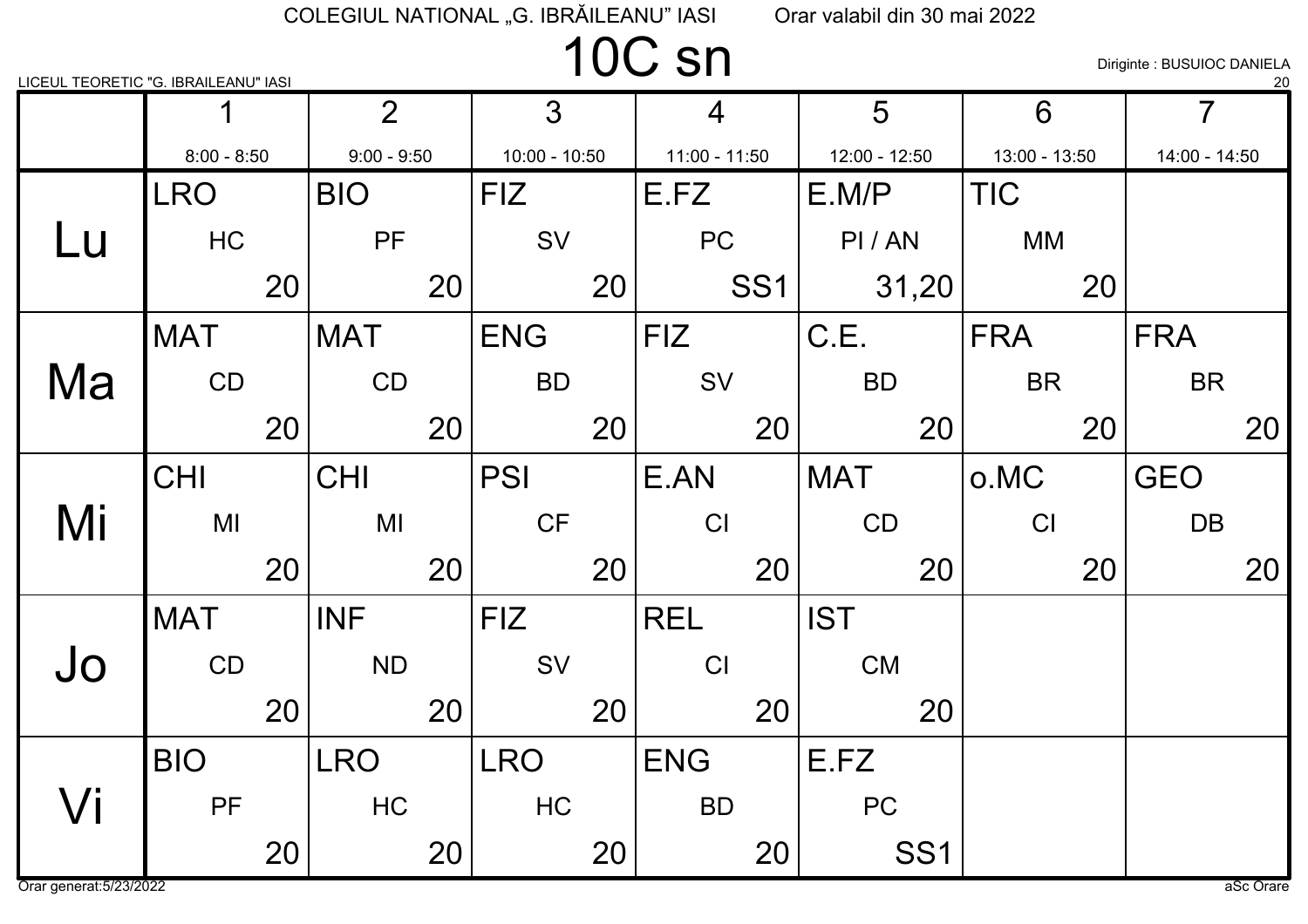COLEGIUL NATIONAL „G. IBRĂILEANU" IASI Orar valabil din 30 mai 2022

# 10C sn

LICEUL TEORETIC "G. IBRAILEANU" IASI

Diriginte : BUSUIOC DANIELA
20

| | 1<br>8:00 - 8:50 | 2<br>9:00 - 9:50 | 3<br>10:00 - 10:50 | 4<br>11:00 - 11:50 | 5<br>12:00 - 12:50 | 6<br>13:00 - 13:50 | 7<br>14:00 - 14:50 |
|---|---|---|---|---|---|---|---|
| Lu | LRO HC 20 | BIO PF 20 | FIZ SV 20 | E.FZ PC SS1 | E.M/P PI / AN 31,20 | TIC MM 20 | |
| Ma | MAT CD 20 | MAT CD 20 | ENG BD 20 | FIZ SV 20 | C.E. BD 20 | FRA BR 20 | FRA BR 20 |
| Mi | CHI MI 20 | CHI MI 20 | PSI CF 20 | E.AN CI 20 | MAT CD 20 | o.MC CI 20 | GEO DB 20 |
| Jo | MAT CD 20 | INF ND 20 | FIZ SV 20 | REL CI 20 | IST CM 20 | | |
| Vi | BIO PF 20 | LRO HC 20 | LRO HC 20 | ENG BD 20 | E.FZ PC SS1 | | |

Orar generat:5/23/2022 aSc Orare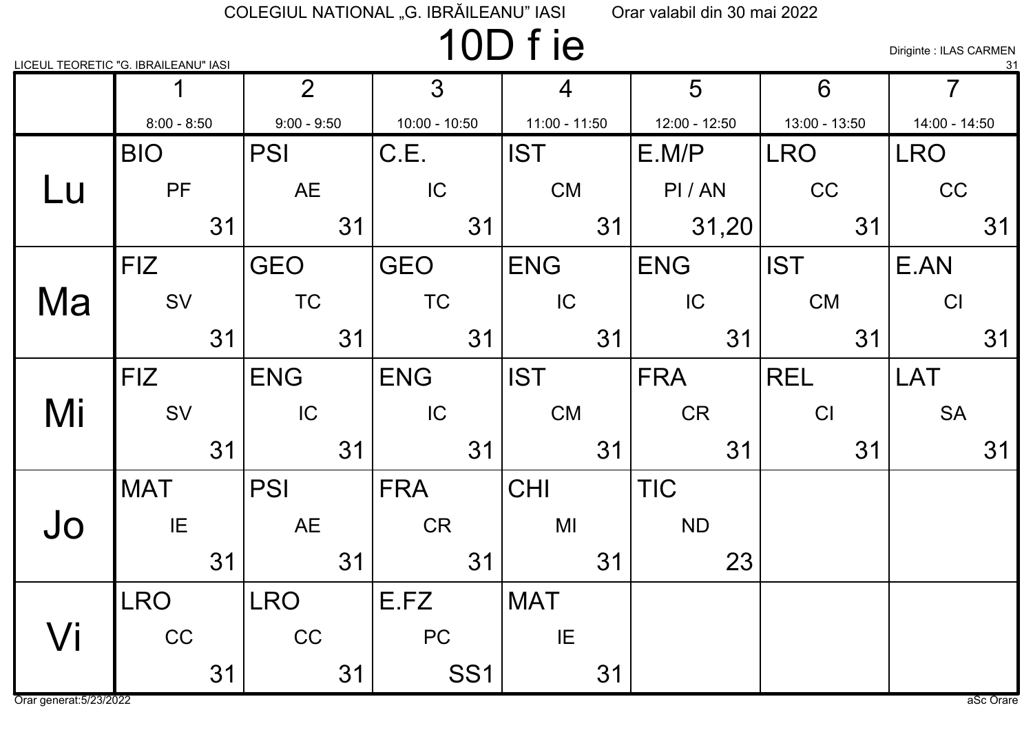COLEGIUL NATIONAL „G. IBRĂILEANU" IASI Orar valabil din 30 mai 2022

# 10D f ie

LICEUL TEORETIC "G. IBRAILEANU" IASI

Diriginte : ILAS CARMEN

31

| | 1<br>8:00 - 8:50 | 2<br>9:00 - 9:50 | 3<br>10:00 - 10:50 | 4<br>11:00 - 11:50 | 5<br>12:00 - 12:50 | 6<br>13:00 - 13:50 | 7<br>14:00 - 14:50 |
|---|---|---|---|---|---|---|---|
| Lu | BIO PF 31 | PSI AE 31 | C.E. IC 31 | IST CM 31 | E.M/P PI / AN 31,20 | LRO CC 31 | LRO CC 31 |
| Ma | FIZ SV 31 | GEO TC 31 | GEO TC 31 | ENG IC 31 | ENG IC 31 | IST CM 31 | E.AN CI 31 |
| Mi | FIZ SV 31 | ENG IC 31 | ENG IC 31 | IST CM 31 | FRA CR 31 | REL CI 31 | LAT SA 31 |
| Jo | MAT IE 31 | PSI AE 31 | FRA CR 31 | CHI MI 31 | TIC ND 23 | | |
| Vi | LRO CC 31 | LRO CC 31 | E.FZ PC SS1 | MAT IE 31 | | | |

Orar generat:5/23/2022

aSc Orare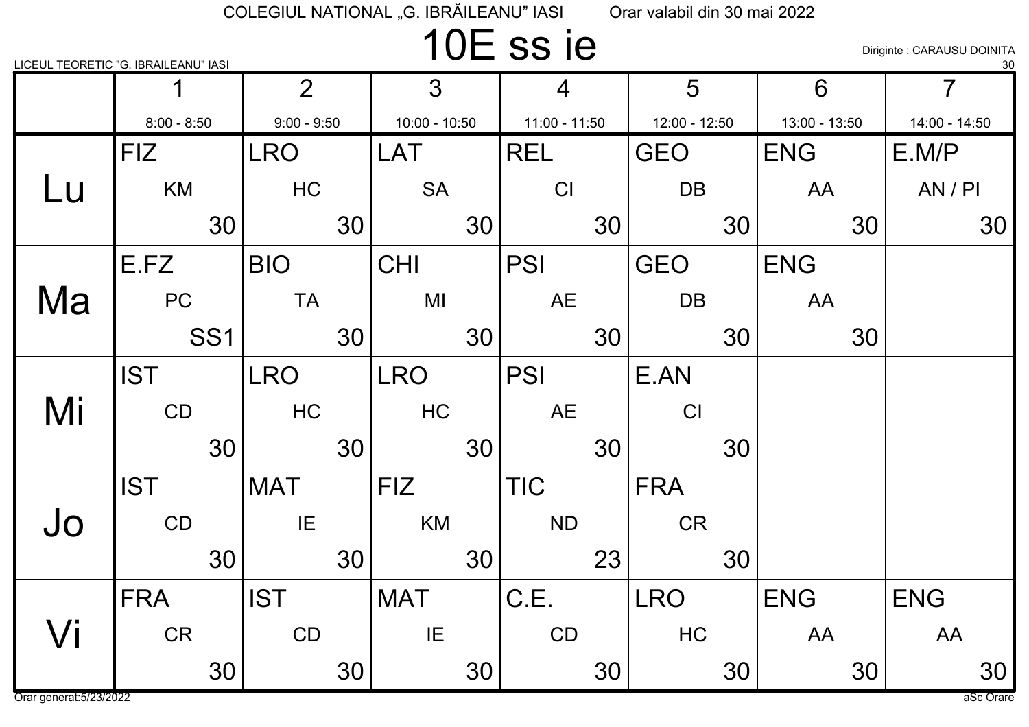COLEGIUL NATIONAL „G. IBRĂILEANU" IASI Orar valabil din 30 mai 2022

# 10E ss ie

LICEUL TEORETIC "G. IBRAILEANU" IASI

Diriginte : CARAUSU DOINITA
30

| | 1<br>8:00 - 8:50 | 2<br>9:00 - 9:50 | 3<br>10:00 - 10:50 | 4<br>11:00 - 11:50 | 5<br>12:00 - 12:50 | 6<br>13:00 - 13:50 | 7<br>14:00 - 14:50 |
|---|---|---|---|---|---|---|---|
| Lu | FIZ<br>KM<br>30 | LRO<br>HC<br>30 | LAT<br>SA<br>30 | REL<br>CI<br>30 | GEO<br>DB<br>30 | ENG<br>AA<br>30 | E.M/P<br>AN / PI<br>30 |
| Ma | E.FZ<br>PC<br>SS1 | BIO<br>TA<br>30 | CHI<br>MI<br>30 | PSI<br>AE<br>30 | GEO<br>DB<br>30 | ENG<br>AA<br>30 | |
| Mi | IST<br>CD<br>30 | LRO<br>HC<br>30 | LRO<br>HC<br>30 | PSI<br>AE<br>30 | E.AN<br>CI<br>30 | | |
| Jo | IST<br>CD<br>30 | MAT<br>IE<br>30 | FIZ<br>KM<br>30 | TIC<br>ND<br>23 | FRA<br>CR<br>30 | | |
| Vi | FRA<br>CR<br>30 | IST<br>CD<br>30 | MAT<br>IE<br>30 | C.E.<br>CD<br>30 | LRO<br>HC<br>30 | ENG<br>AA<br>30 | ENG<br>AA<br>30 |

Orar generat:5/23/2022 aSc Orare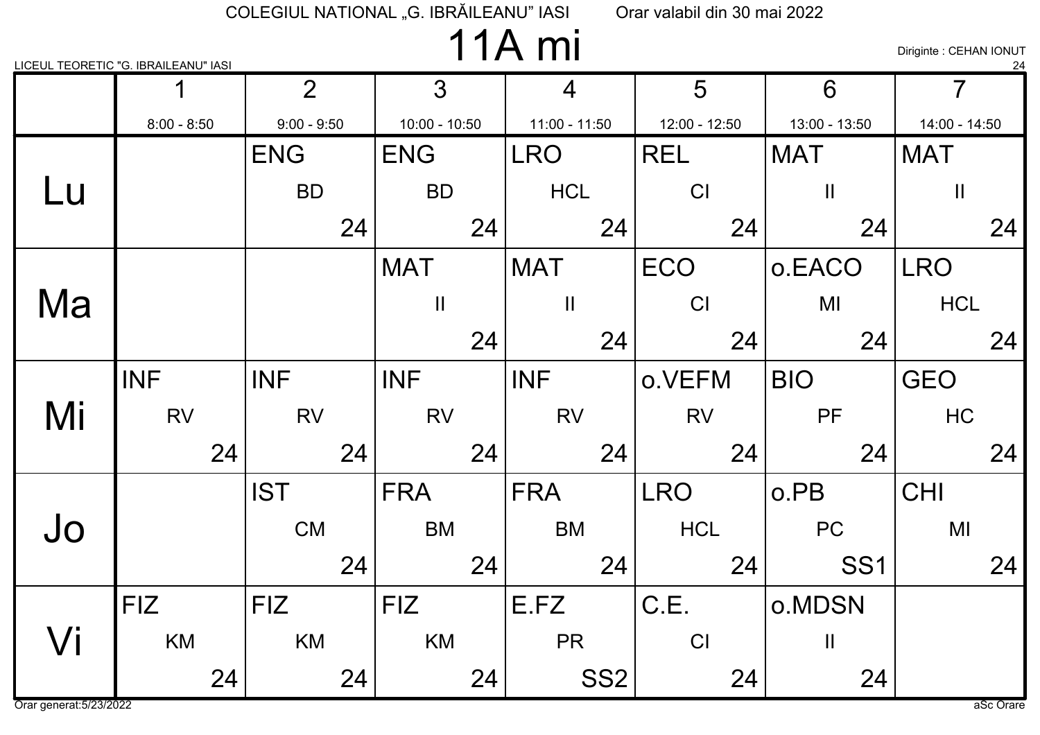COLEGIUL NATIONAL „G. IBRĂILEANU" IASI Orar valabil din 30 mai 2022

# 11A mi

LICEUL TEORETIC "G. IBRAILEANU" IASI

Diriginte : CEHAN IONUT

24

| | 1<br>8:00 - 8:50 | 2<br>9:00 - 9:50 | 3<br>10:00 - 10:50 | 4<br>11:00 - 11:50 | 5<br>12:00 - 12:50 | 6<br>13:00 - 13:50 | 7<br>14:00 - 14:50 |
|---|---|---|---|---|---|---|---|
| Lu | | ENG BD 24 | ENG BD 24 | LRO HCL 24 | REL CI 24 | MAT II 24 | MAT II 24 |
| Ma | | | MAT II 24 | MAT II 24 | ECO CI 24 | o.EACO MI 24 | LRO HCL 24 |
| Mi | INF RV 24 | INF RV 24 | INF RV 24 | INF RV 24 | o.VEFM RV 24 | BIO PF 24 | GEO HC 24 |
| Jo | | IST CM 24 | FRA BM 24 | FRA BM 24 | LRO HCL 24 | o.PB PC SS1 | CHI MI 24 |
| Vi | FIZ KM 24 | FIZ KM 24 | FIZ KM 24 | E.FZ PR SS2 | C.E. CI 24 | o.MDSN II 24 | |

Orar generat:5/23/2022

aSc Orare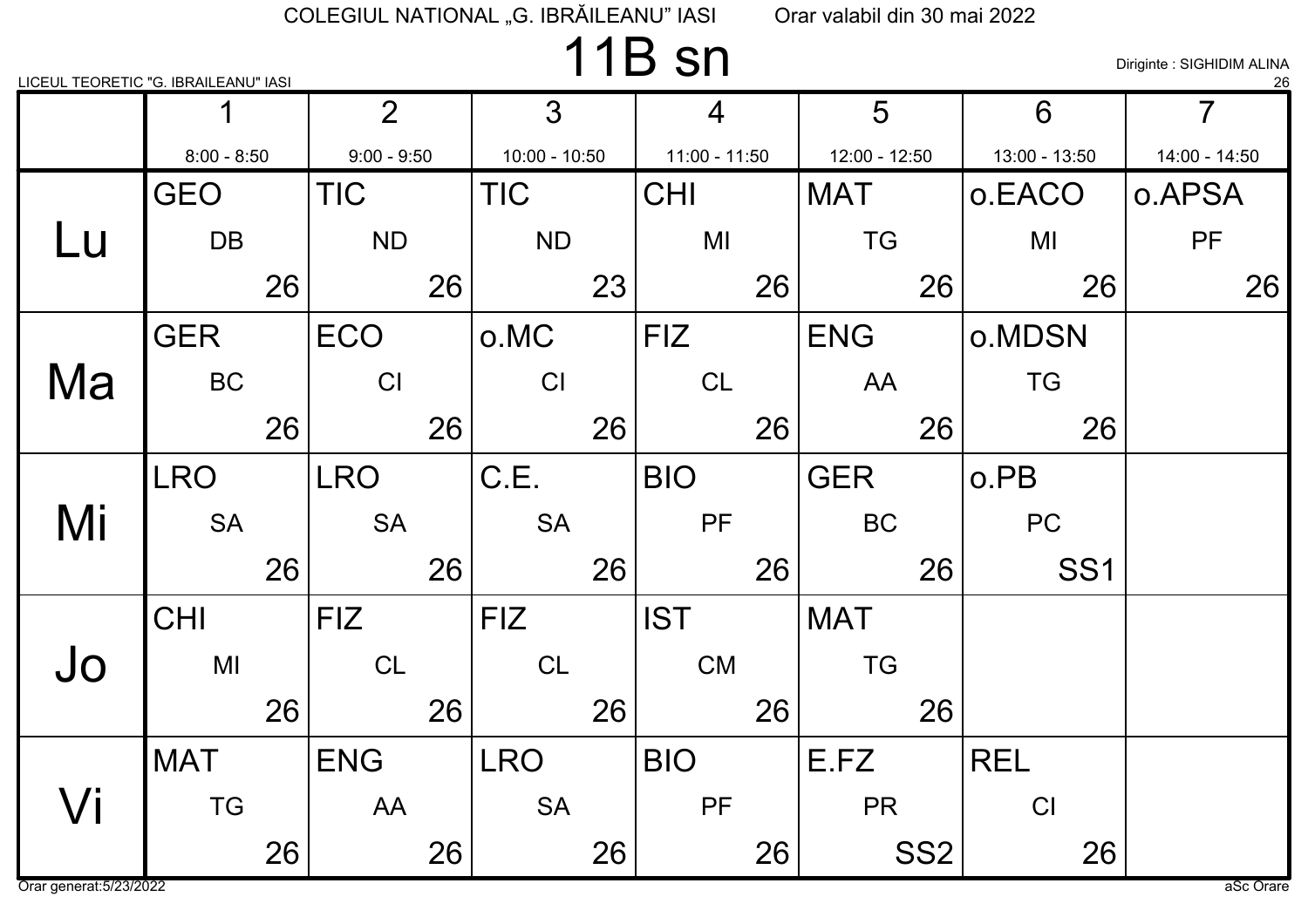COLEGIUL NATIONAL „G. IBRĂILEANU" IASI    Orar valabil din 30 mai 2022

# 11B sn

LICEUL TEORETIC "G. IBRAILEANU" IASI

Diriginte : SIGHIDIM ALINA

26

| | 1<br>8:00 - 8:50 | 2<br>9:00 - 9:50 | 3<br>10:00 - 10:50 | 4<br>11:00 - 11:50 | 5<br>12:00 - 12:50 | 6<br>13:00 - 13:50 | 7<br>14:00 - 14:50 |
|---|---|---|---|---|---|---|---|
| Lu | GEO DB 26 | TIC ND 26 | TIC ND 23 | CHI MI 26 | MAT TG 26 | o.EACO MI 26 | o.APSA PF 26 |
| Ma | GER BC 26 | ECO CI 26 | o.MC CI 26 | FIZ CL 26 | ENG AA 26 | o.MDSN TG 26 | |
| Mi | LRO SA 26 | LRO SA 26 | C.E. SA 26 | BIO PF 26 | GER BC 26 | o.PB PC SS1 | |
| Jo | CHI MI 26 | FIZ CL 26 | FIZ CL 26 | IST CM 26 | MAT TG 26 | | |
| Vi | MAT TG 26 | ENG AA 26 | LRO SA 26 | BIO PF 26 | E.FZ PR SS2 | REL CI 26 | |

Orar generat:5/23/2022

aSc Orare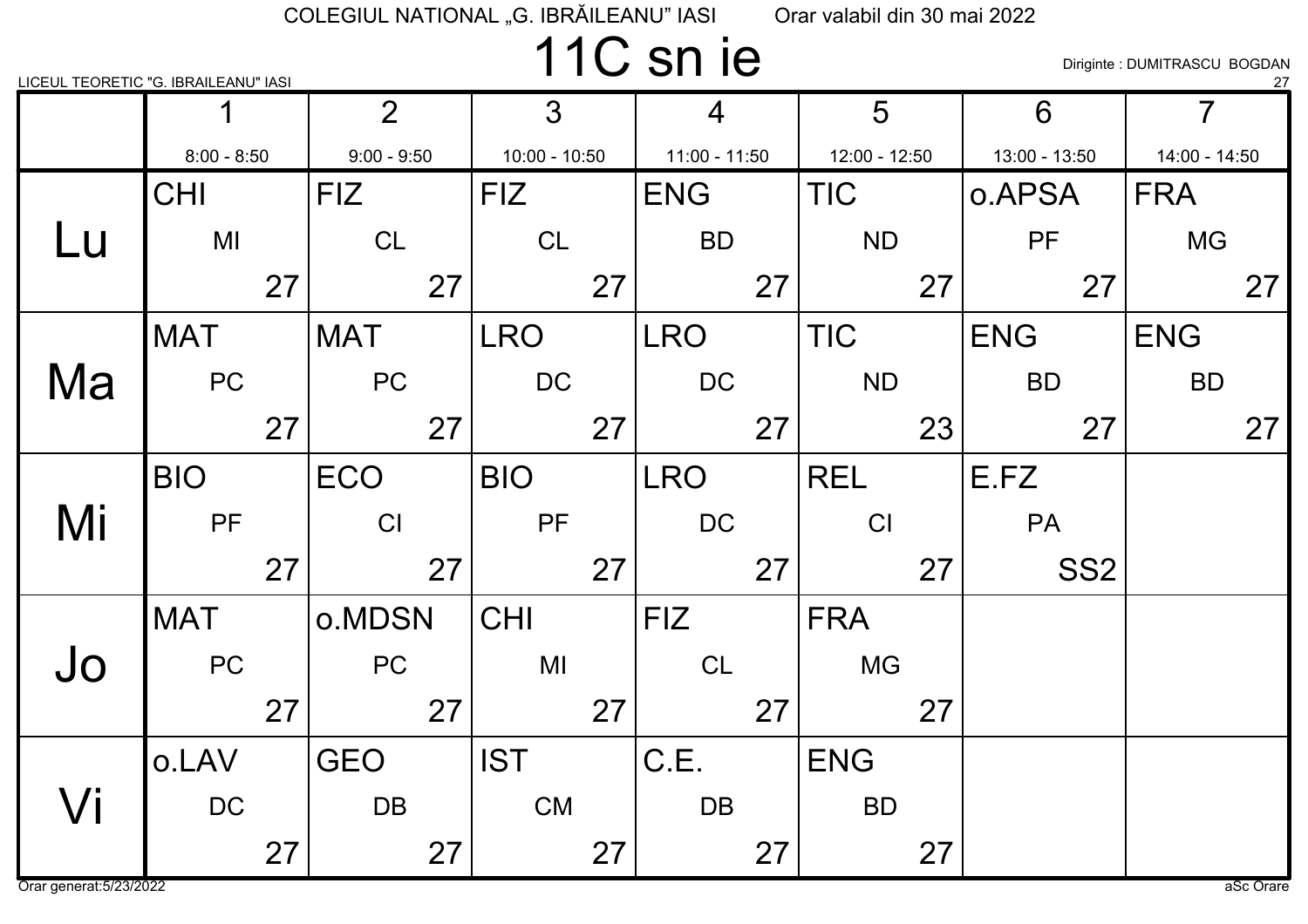COLEGIUL NATIONAL „G. IBRĂILEANU" IASI     Orar valabil din 30 mai 2022

# 11C sn ie

LICEUL TEORETIC "G. IBRAILEANU" IASI

Diriginte : DUMITRASCU BOGDAN

27

| | 1<br>8:00 - 8:50 | 2<br>9:00 - 9:50 | 3<br>10:00 - 10:50 | 4<br>11:00 - 11:50 | 5<br>12:00 - 12:50 | 6<br>13:00 - 13:50 | 7<br>14:00 - 14:50 |
|---|---|---|---|---|---|---|---|
| Lu | CHI MI 27 | FIZ CL 27 | FIZ CL 27 | ENG BD 27 | TIC ND 27 | o.APSA PF 27 | FRA MG 27 |
| Ma | MAT PC 27 | MAT PC 27 | LRO DC 27 | LRO DC 27 | TIC ND 23 | ENG BD 27 | ENG BD 27 |
| Mi | BIO PF 27 | ECO CI 27 | BIO PF 27 | LRO DC 27 | REL CI 27 | E.FZ PA SS2 | |
| Jo | MAT PC 27 | o.MDSN PC 27 | CHI MI 27 | FIZ CL 27 | FRA MG 27 | | |
| Vi | o.LAV DC 27 | GEO DB 27 | IST CM 27 | C.E. DB 27 | ENG BD 27 | | |

Orar generat:5/23/2022     aSc Orare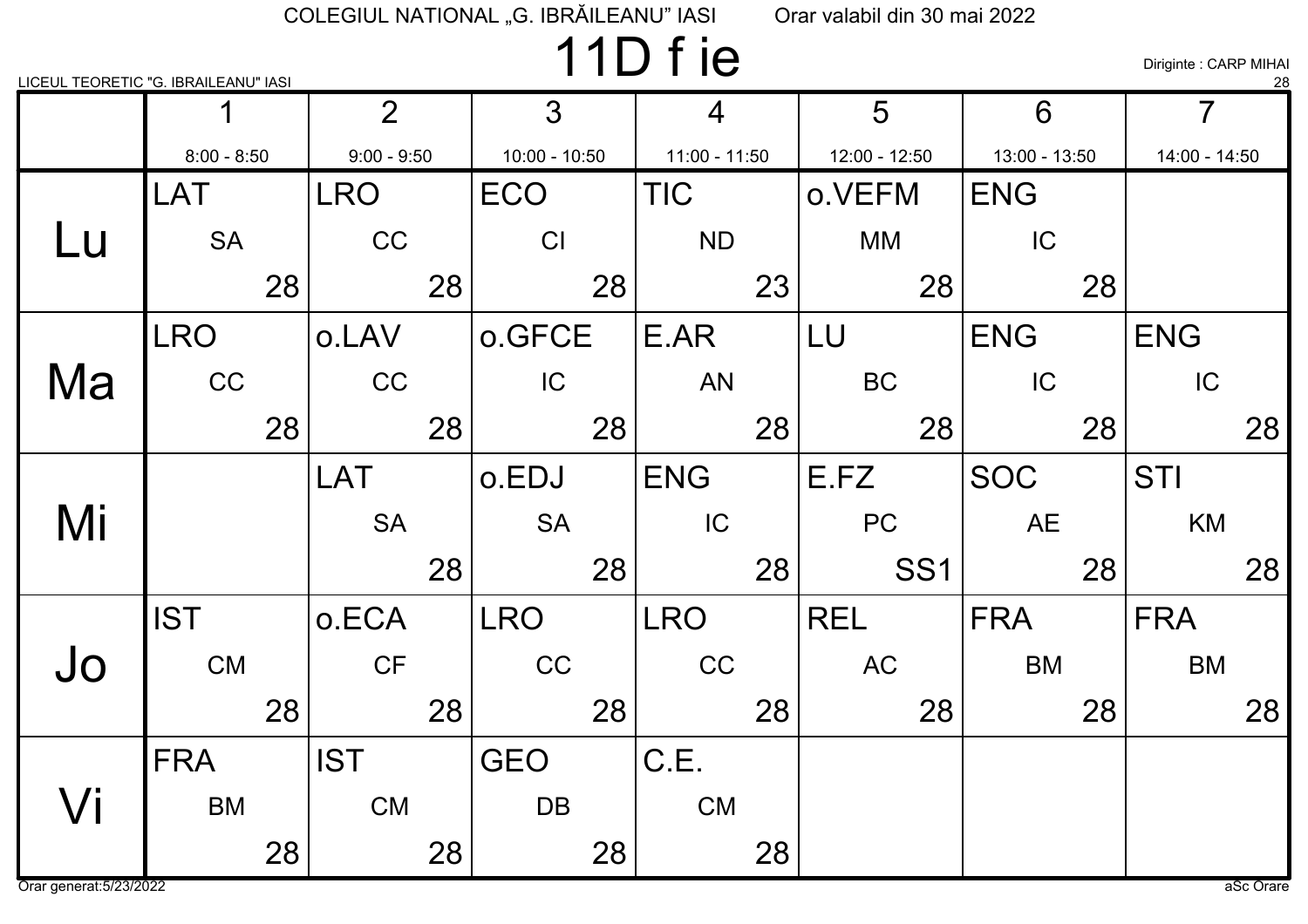COLEGIUL NATIONAL „G. IBRĂILEANU" IASI   Orar valabil din 30 mai 2022

# 11D f ie

LICEUL TEORETIC "G. IBRAILEANU" IASI

Diriginte : CARP MIHAI
28

| | 1<br>8:00 - 8:50 | 2<br>9:00 - 9:50 | 3<br>10:00 - 10:50 | 4<br>11:00 - 11:50 | 5<br>12:00 - 12:50 | 6<br>13:00 - 13:50 | 7<br>14:00 - 14:50 |
|---|---|---|---|---|---|---|---|
| Lu | LAT SA 28 | LRO CC 28 | ECO CI 28 | TIC ND 23 | o.VEFM MM 28 | ENG IC 28 | |
| Ma | LRO CC 28 | o.LAV CC 28 | o.GFCE IC 28 | E.AR AN 28 | LU BC 28 | ENG IC 28 | ENG IC 28 |
| Mi | | LAT SA 28 | o.EDJ SA 28 | ENG IC 28 | E.FZ PC SS1 | SOC AE 28 | STI KM 28 |
| Jo | IST CM 28 | o.ECA CF 28 | LRO CC 28 | LRO CC 28 | REL AC 28 | FRA BM 28 | FRA BM 28 |
| Vi | FRA BM 28 | IST CM 28 | GEO DB 28 | C.E. CM 28 | | | |

Orar generat:5/23/2022   aSc Orare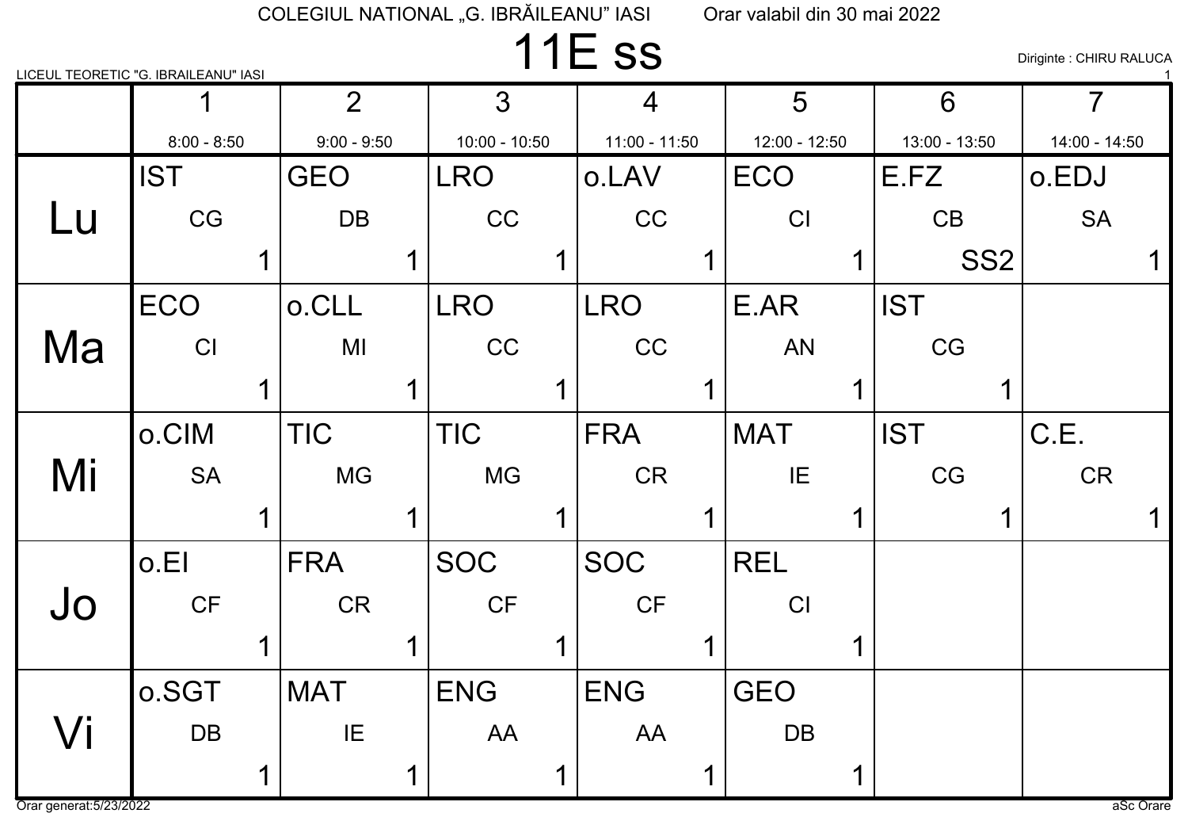COLEGIUL NATIONAL „G. IBRĂILEANU” IASI Orar valabil din 30 mai 2022

# 11E ss

LICEUL TEORETIC "G. IBRAILEANU" IASI

Diriginte : CHIRU RALUCA

| | 1<br>8:00 - 8:50 | 2<br>9:00 - 9:50 | 3<br>10:00 - 10:50 | 4<br>11:00 - 11:50 | 5<br>12:00 - 12:50 | 6<br>13:00 - 13:50 | 7<br>14:00 - 14:50 |
|---|---|---|---|---|---|---|---|
| Lu | IST CG 1 | GEO DB 1 | LRO CC 1 | o.LAV CC 1 | ECO CI 1 | E.FZ CB SS2 | o.EDJ SA 1 |
| Ma | ECO CI 1 | o.CLL MI 1 | LRO CC 1 | LRO CC 1 | E.AR AN 1 | IST CG 1 | |
| Mi | o.CIM SA 1 | TIC MG 1 | TIC MG 1 | FRA CR 1 | MAT IE 1 | IST CG 1 | C.E. CR 1 |
| Jo | o.EI CF 1 | FRA CR 1 | SOC CF 1 | SOC CF 1 | REL CI 1 | | |
| Vi | o.SGT DB 1 | MAT IE 1 | ENG AA 1 | ENG AA 1 | GEO DB 1 | | |

Orar generat:5/23/2022

aSc Orare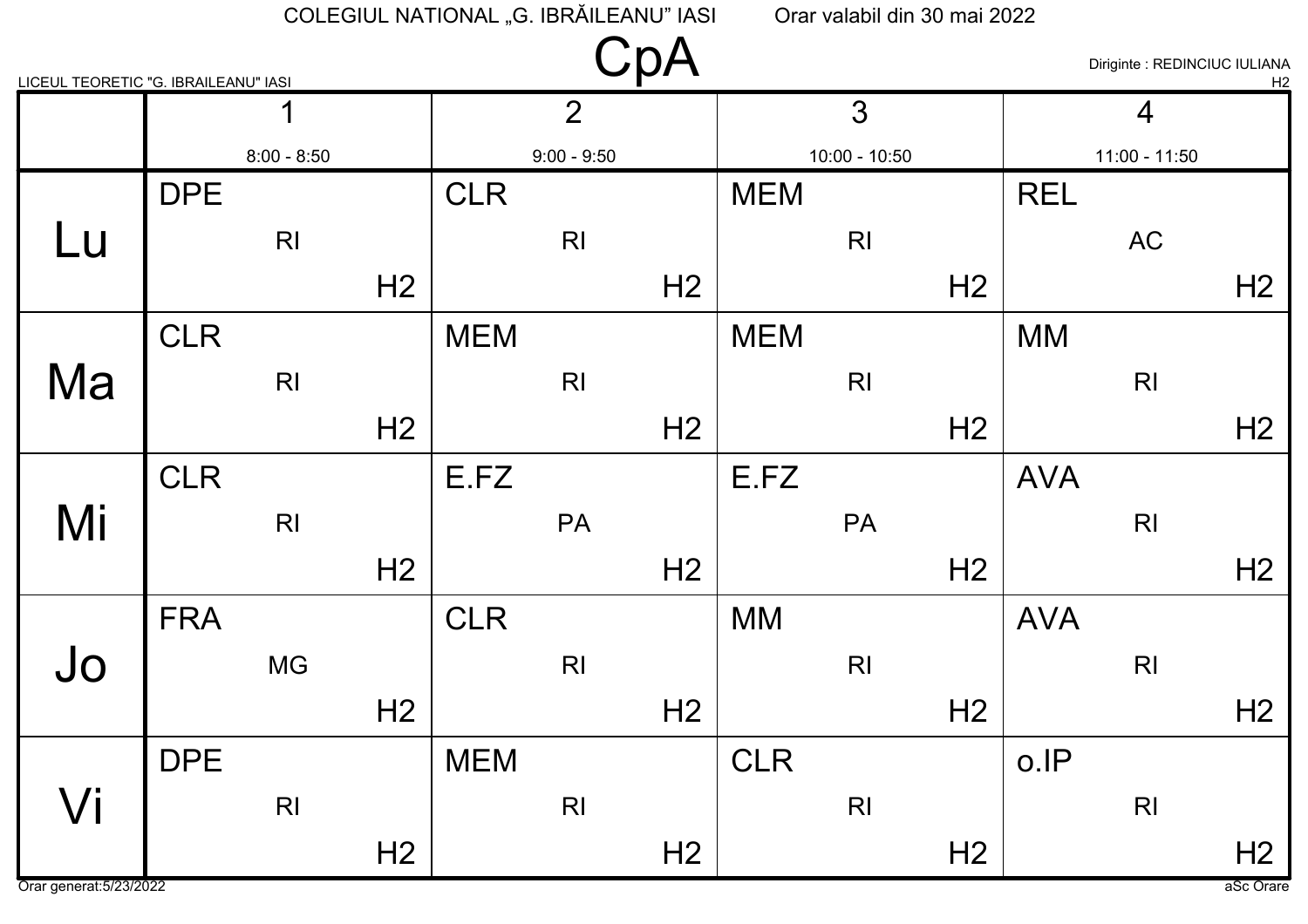COLEGIUL NATIONAL „G. IBRĂILEANU" IASI Orar valabil din 30 mai 2022

LICEUL TEORETIC "G. IBRAILEANU" IASI

# CpA

Diriginte : REDINCIUC IULIANA
H2

| | 1<br>8:00 - 8:50 | 2<br>9:00 - 9:50 | 3<br>10:00 - 10:50 | 4<br>11:00 - 11:50 |
|---|---|---|---|---|
| Lu | DPE RI H2 | CLR RI H2 | MEM RI H2 | REL AC H2 |
| Ma | CLR RI H2 | MEM RI H2 | MEM RI H2 | MM RI H2 |
| Mi | CLR RI H2 | E.FZ PA H2 | E.FZ PA H2 | AVA RI H2 |
| Jo | FRA MG H2 | CLR RI H2 | MM RI H2 | AVA RI H2 |
| Vi | DPE RI H2 | MEM RI H2 | CLR RI H2 | o.IP RI H2 |

Orar generat:5/23/2022 aSc Orare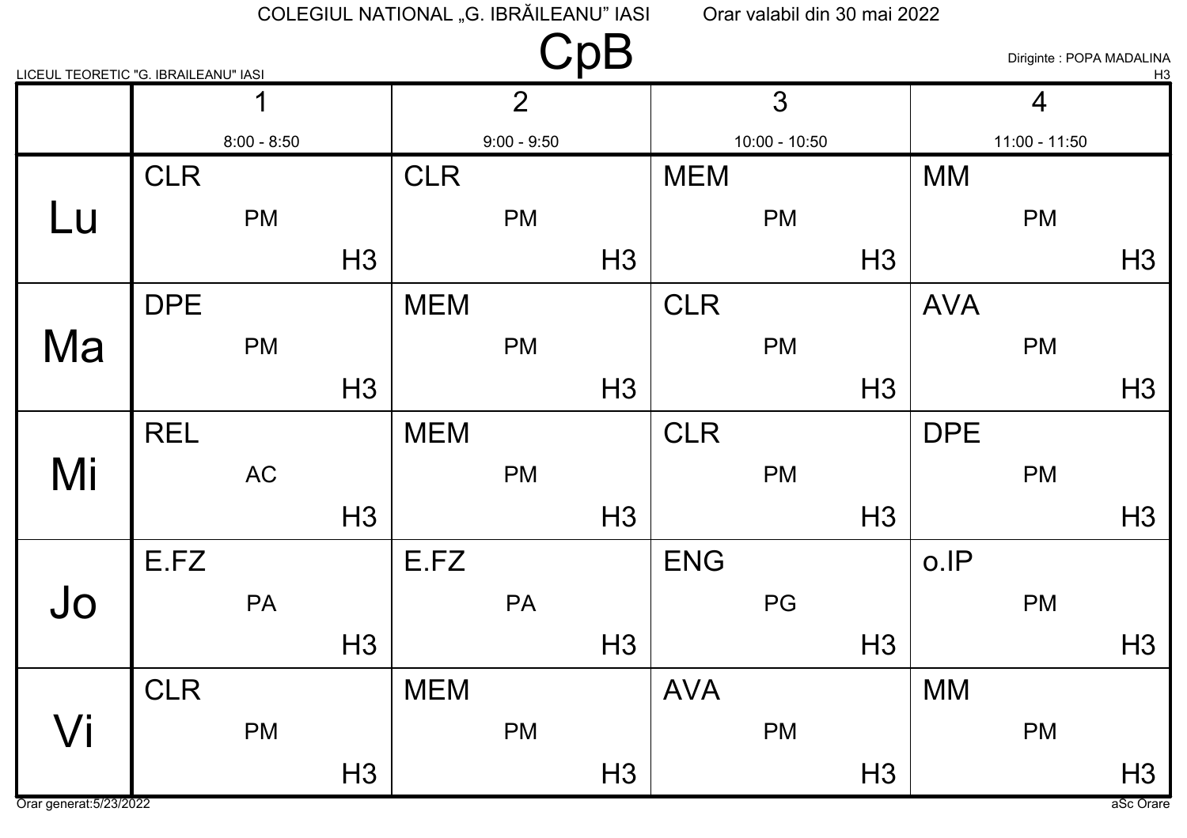COLEGIUL NATIONAL „G. IBRĂILEANU" IASI    Orar valabil din 30 mai 2022

LICEUL TEORETIC "G. IBRAILEANU" IASI

# CpB

Diriginte : POPA MADALINA

H3

| | 1<br>8:00 - 8:50 | 2<br>9:00 - 9:50 | 3<br>10:00 - 10:50 | 4<br>11:00 - 11:50 |
|---|---|---|---|---|
| Lu | CLR PM H3 | CLR PM H3 | MEM PM H3 | MM PM H3 |
| Ma | DPE PM H3 | MEM PM H3 | CLR PM H3 | AVA PM H3 |
| Mi | REL AC H3 | MEM PM H3 | CLR PM H3 | DPE PM H3 |
| Jo | E.FZ PA H3 | E.FZ PA H3 | ENG PG H3 | o.IP PM H3 |
| Vi | CLR PM H3 | MEM PM H3 | AVA PM H3 | MM PM H3 |

Orar generat:5/23/2022    aSc Orare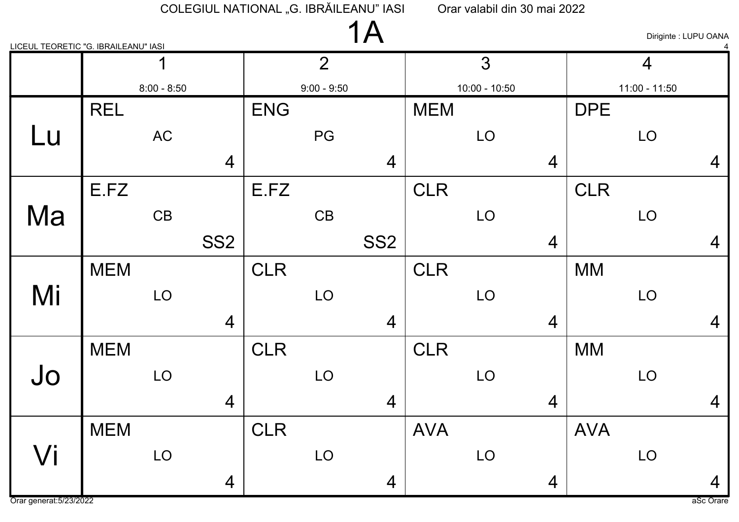COLEGIUL NATIONAL „G. IBRĂILEANU" IASI     Orar valabil din 30 mai 2022

# 1A

LICEUL TEORETIC "G. IBRAILEANU" IASI

Diriginte : LUPU OANA

4

| | 1<br>8:00 - 8:50 | 2<br>9:00 - 9:50 | 3<br>10:00 - 10:50 | 4<br>11:00 - 11:50 |
|---|---|---|---|---|
| Lu | REL<br>AC<br>4 | ENG<br>PG<br>4 | MEM<br>LO<br>4 | DPE<br>LO<br>4 |
| Ma | E.FZ<br>CB<br>SS2 | E.FZ<br>CB<br>SS2 | CLR<br>LO<br>4 | CLR<br>LO<br>4 |
| Mi | MEM<br>LO<br>4 | CLR<br>LO<br>4 | CLR<br>LO<br>4 | MM<br>LO<br>4 |
| Jo | MEM<br>LO<br>4 | CLR<br>LO<br>4 | CLR<br>LO<br>4 | MM<br>LO<br>4 |
| Vi | MEM<br>LO<br>4 | CLR<br>LO<br>4 | AVA<br>LO<br>4 | AVA<br>LO<br>4 |

Orar generat:5/23/2022     aSc Orare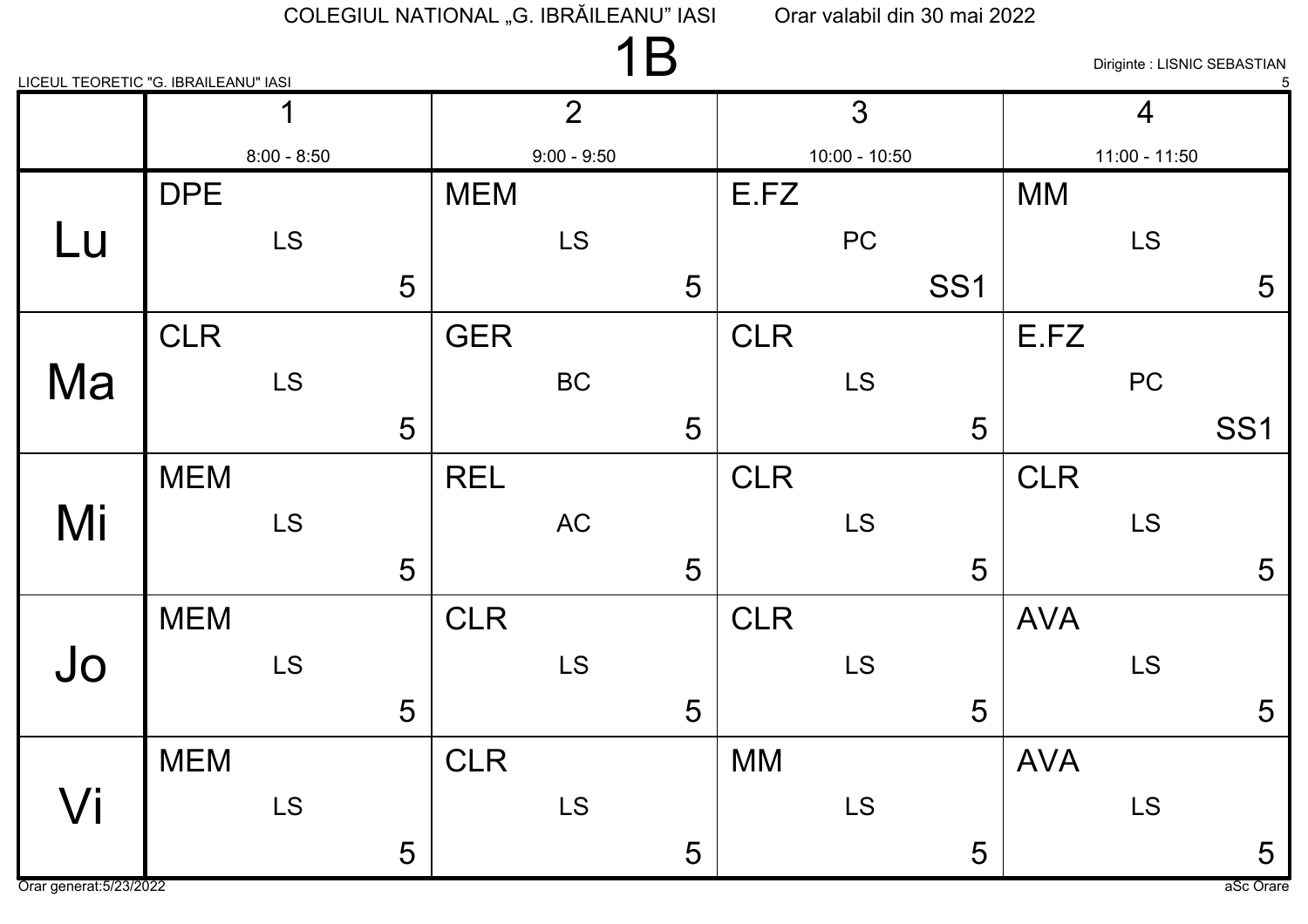COLEGIUL NATIONAL „G. IBRĂILEANU" IASI — Orar valabil din 30 mai 2022

# 1B

LICEUL TEORETIC "G. IBRAILEANU" IASI

Diriginte : LISNIC SEBASTIAN

5

| | 1<br>8:00 - 8:50 | 2<br>9:00 - 9:50 | 3<br>10:00 - 10:50 | 4<br>11:00 - 11:50 |
|---|---|---|---|---|
| Lu | DPE<br>LS<br>5 | MEM<br>LS<br>5 | E.FZ<br>PC<br>SS1 | MM<br>LS<br>5 |
| Ma | CLR<br>LS<br>5 | GER<br>BC<br>5 | CLR<br>LS<br>5 | E.FZ<br>PC<br>SS1 |
| Mi | MEM<br>LS<br>5 | REL<br>AC<br>5 | CLR<br>LS<br>5 | CLR<br>LS<br>5 |
| Jo | MEM<br>LS<br>5 | CLR<br>LS<br>5 | CLR<br>LS<br>5 | AVA<br>LS<br>5 |
| Vi | MEM<br>LS<br>5 | CLR<br>LS<br>5 | MM<br>LS<br>5 | AVA<br>LS<br>5 |

Orar generat:5/23/2022 — aSc Orare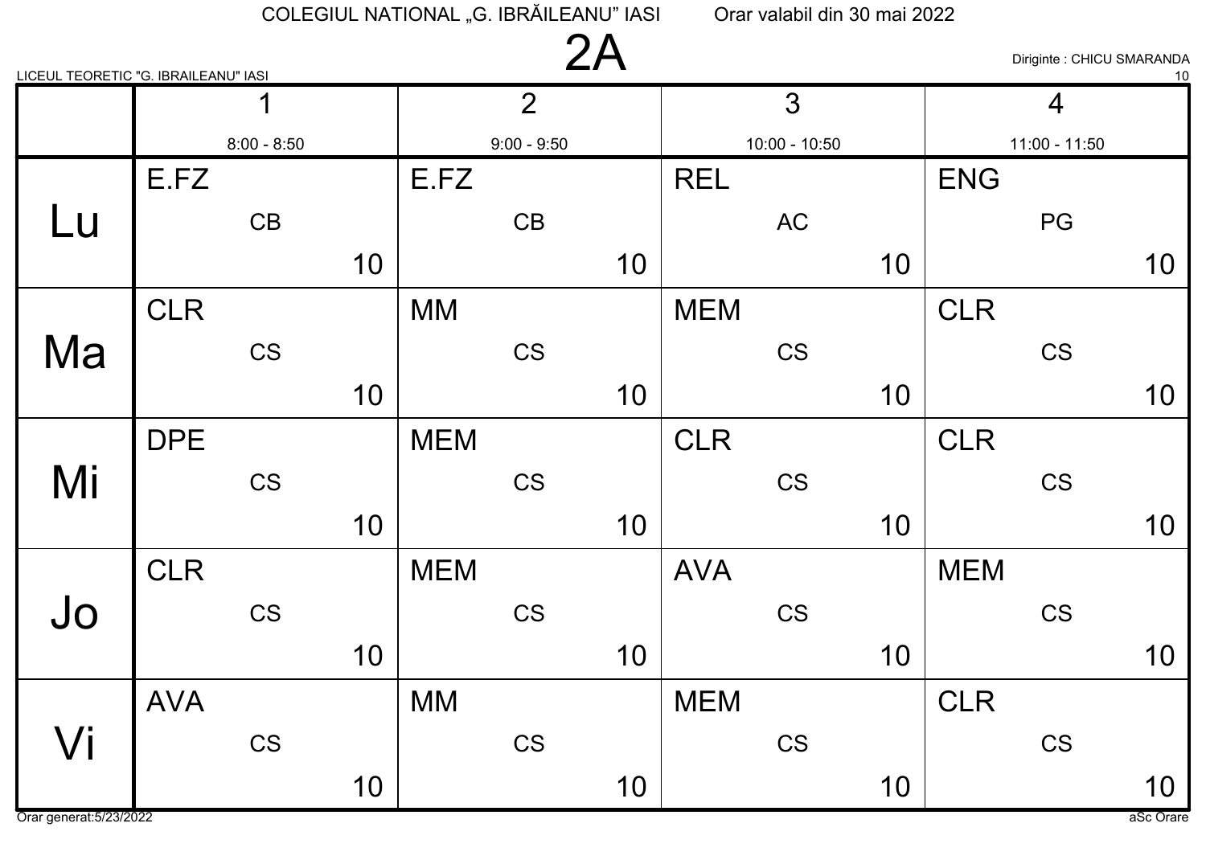COLEGIUL NATIONAL „G. IBRĂILEANU" IASI Orar valabil din 30 mai 2022

# 2A

LICEUL TEORETIC "G. IBRAILEANU" IASI

Diriginte : CHICU SMARANDA

10

| | 1<br>8:00 - 8:50 | 2<br>9:00 - 9:50 | 3<br>10:00 - 10:50 | 4<br>11:00 - 11:50 |
|---|---|---|---|---|
| Lu | E.FZ CB 10 | E.FZ CB 10 | REL AC 10 | ENG PG 10 |
| Ma | CLR CS 10 | MM CS 10 | MEM CS 10 | CLR CS 10 |
| Mi | DPE CS 10 | MEM CS 10 | CLR CS 10 | CLR CS 10 |
| Jo | CLR CS 10 | MEM CS 10 | AVA CS 10 | MEM CS 10 |
| Vi | AVA CS 10 | MM CS 10 | MEM CS 10 | CLR CS 10 |

Orar generat:5/23/2022

aSc Orare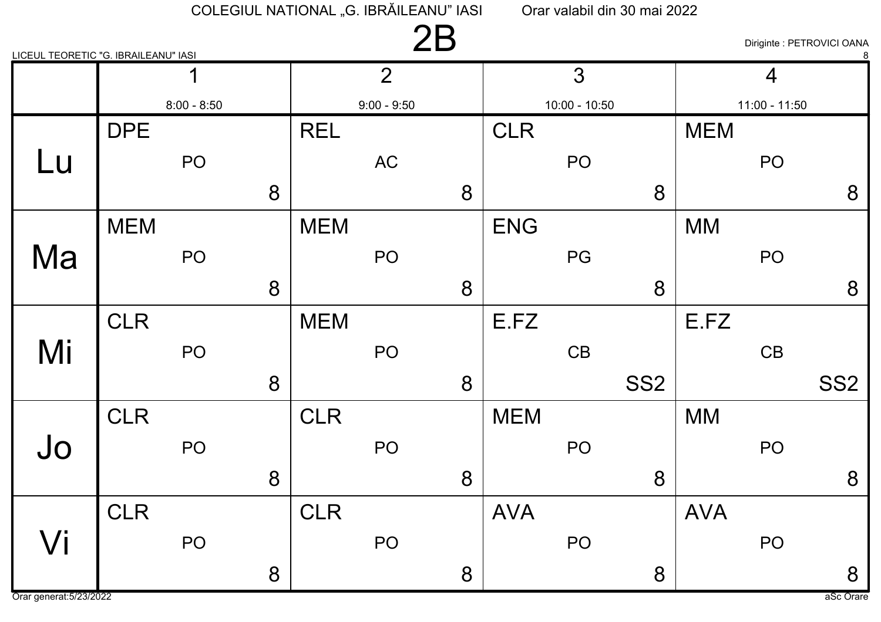COLEGIUL NATIONAL „G. IBRĂILEANU" IASI Orar valabil din 30 mai 2022

# 2B

LICEUL TEORETIC "G. IBRAILEANU" IASI

Diriginte : PETROVICI OANA

8

| | 1<br>8:00 - 8:50 | 2<br>9:00 - 9:50 | 3<br>10:00 - 10:50 | 4<br>11:00 - 11:50 |
|---|---|---|---|---|
| Lu | DPE PO 8 | REL AC 8 | CLR PO 8 | MEM PO 8 |
| Ma | MEM PO 8 | MEM PO 8 | ENG PG 8 | MM PO 8 |
| Mi | CLR PO 8 | MEM PO 8 | E.FZ CB SS2 | E.FZ CB SS2 |
| Jo | CLR PO 8 | CLR PO 8 | MEM PO 8 | MM PO 8 |
| Vi | CLR PO 8 | CLR PO 8 | AVA PO 8 | AVA PO 8 |

Orar generat:5/23/2022

aSc Orare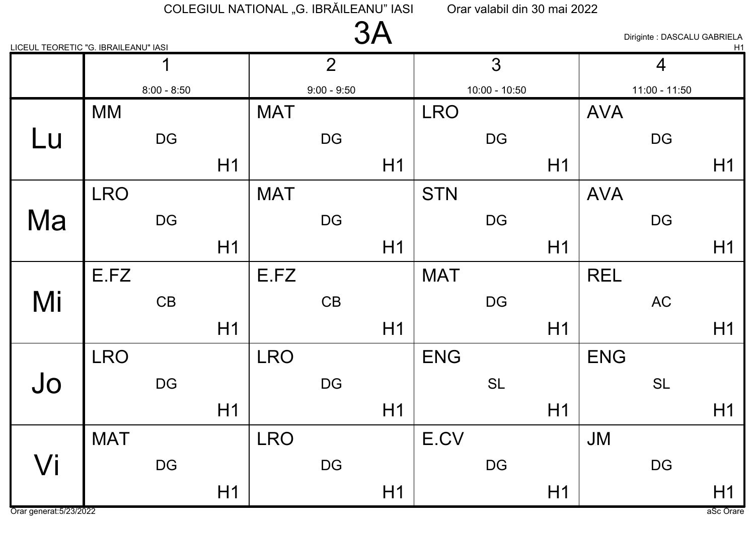COLEGIUL NATIONAL „G. IBRĂILEANU" IASI    Orar valabil din 30 mai 2022

# 3A

LICEUL TEORETIC "G. IBRAILEANU" IASI

Diriginte : DASCALU GABRIELA
H1

| | 1<br>8:00 - 8:50 | 2<br>9:00 - 9:50 | 3<br>10:00 - 10:50 | 4<br>11:00 - 11:50 |
|---|---|---|---|---|
| Lu | MM DG H1 | MAT DG H1 | LRO DG H1 | AVA DG H1 |
| Ma | LRO DG H1 | MAT DG H1 | STN DG H1 | AVA DG H1 |
| Mi | E.FZ CB H1 | E.FZ CB H1 | MAT DG H1 | REL AC H1 |
| Jo | LRO DG H1 | LRO DG H1 | ENG SL H1 | ENG SL H1 |
| Vi | MAT DG H1 | LRO DG H1 | E.CV DG H1 | JM DG H1 |

Orar generat:5/23/2022    aSc Orare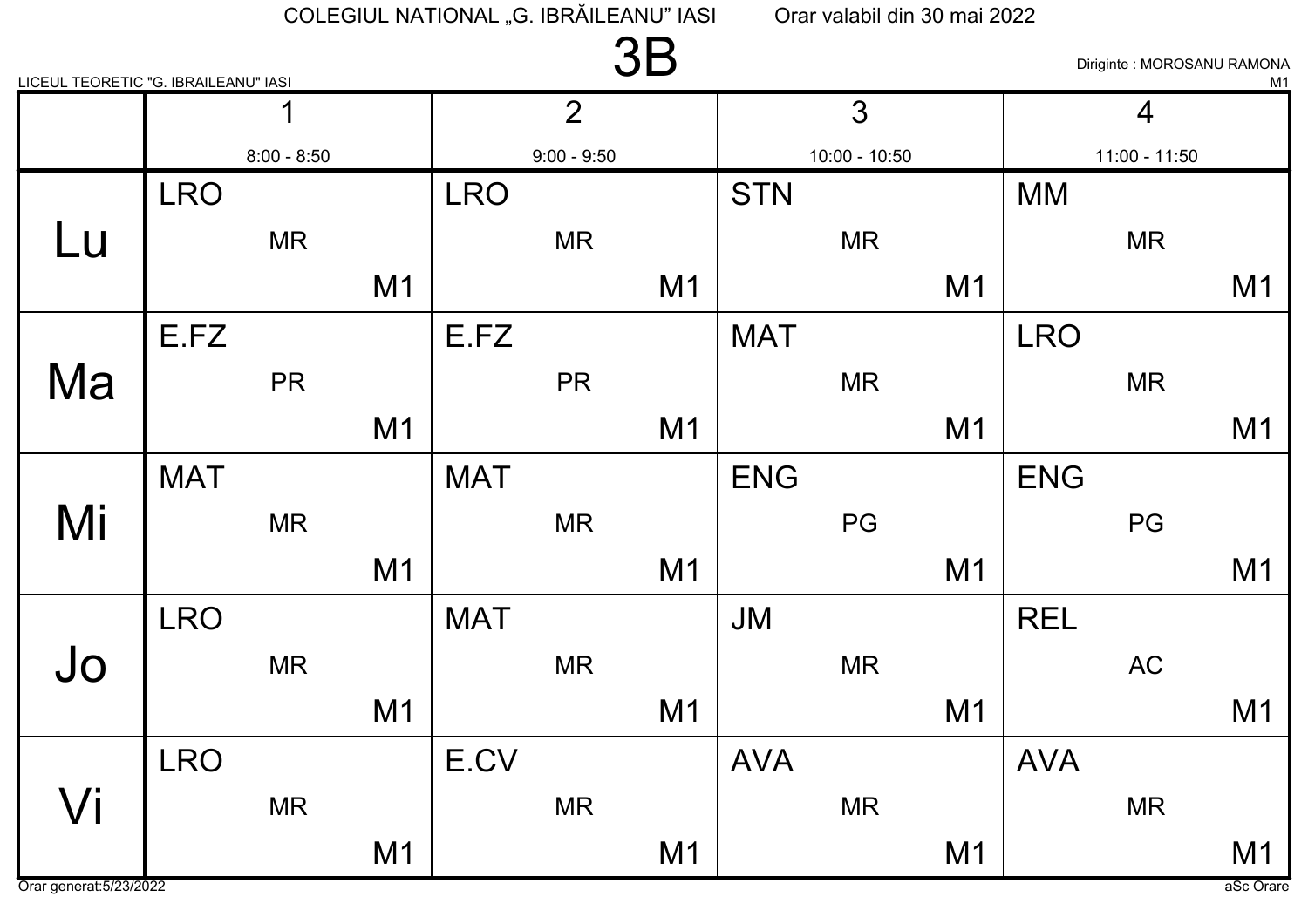COLEGIUL NATIONAL „G. IBRĂILEANU" IASI    Orar valabil din 30 mai 2022

# 3B

LICEUL TEORETIC "G. IBRAILEANU" IASI

Diriginte : MOROSANU RAMONA
M1

| | 1<br>8:00 - 8:50 | 2<br>9:00 - 9:50 | 3<br>10:00 - 10:50 | 4<br>11:00 - 11:50 |
|---|---|---|---|---|
| Lu | LRO MR M1 | LRO MR M1 | STN MR M1 | MM MR M1 |
| Ma | E.FZ PR M1 | E.FZ PR M1 | MAT MR M1 | LRO MR M1 |
| Mi | MAT MR M1 | MAT MR M1 | ENG PG M1 | ENG PG M1 |
| Jo | LRO MR M1 | MAT MR M1 | JM MR M1 | REL AC M1 |
| Vi | LRO MR M1 | E.CV MR M1 | AVA MR M1 | AVA MR M1 |

Orar generat:5/23/2022    aSc Orare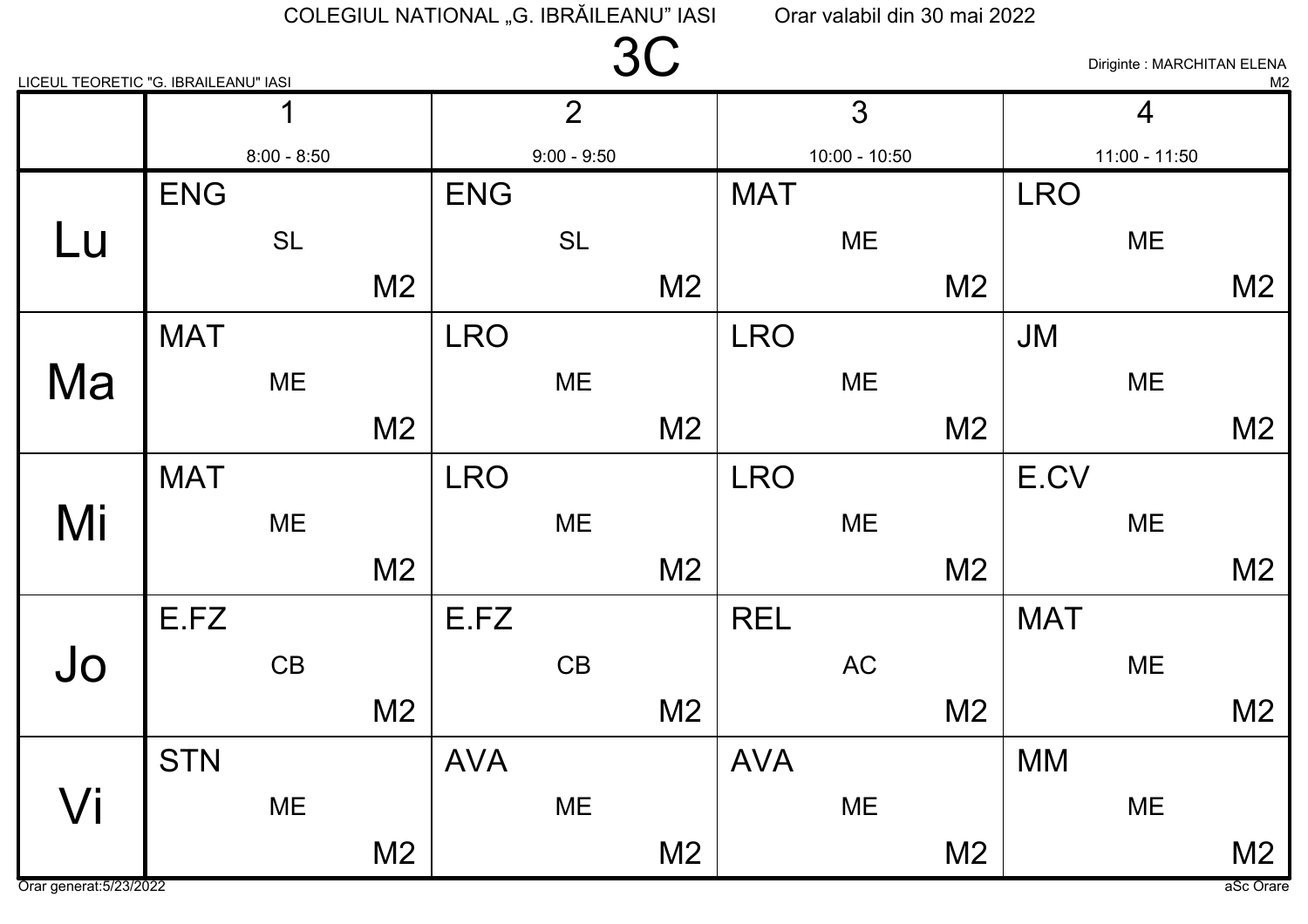COLEGIUL NATIONAL „G. IBRĂILEANU" IASI Orar valabil din 30 mai 2022

LICEUL TEORETIC "G. IBRAILEANU" IASI

# 3C

Diriginte : MARCHITAN ELENA

M2

| | 1<br>8:00 - 8:50 | 2<br>9:00 - 9:50 | 3<br>10:00 - 10:50 | 4<br>11:00 - 11:50 |
|---|---|---|---|---|
| Lu | ENG<br>SL<br>M2 | ENG<br>SL<br>M2 | MAT<br>ME<br>M2 | LRO<br>ME<br>M2 |
| Ma | MAT<br>ME<br>M2 | LRO<br>ME<br>M2 | LRO<br>ME<br>M2 | JM<br>ME<br>M2 |
| Mi | MAT<br>ME<br>M2 | LRO<br>ME<br>M2 | LRO<br>ME<br>M2 | E.CV<br>ME<br>M2 |
| Jo | E.FZ<br>CB<br>M2 | E.FZ<br>CB<br>M2 | REL<br>AC<br>M2 | MAT<br>ME<br>M2 |
| Vi | STN<br>ME<br>M2 | AVA<br>ME<br>M2 | AVA<br>ME<br>M2 | MM<br>ME<br>M2 |

Orar generat:5/23/2022

aSc Orare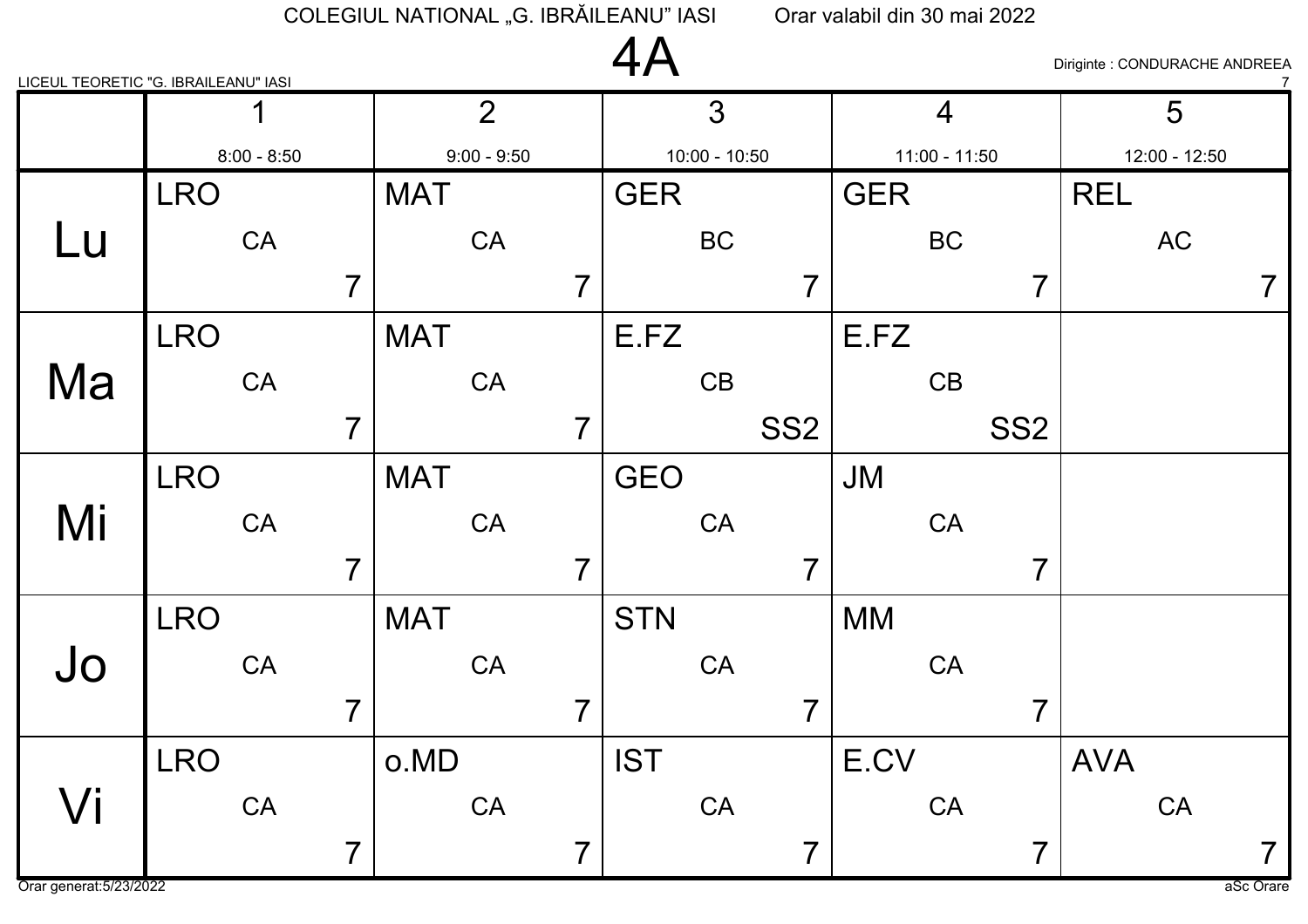COLEGIUL NATIONAL „G. IBRĂILEANU" IASI    Orar valabil din 30 mai 2022

# 4A

LICEUL TEORETIC "G. IBRAILEANU" IASI

Diriginte : CONDURACHE ANDREEA

7

| | 1<br>8:00 - 8:50 | 2<br>9:00 - 9:50 | 3<br>10:00 - 10:50 | 4<br>11:00 - 11:50 | 5<br>12:00 - 12:50 |
|---|---|---|---|---|---|
| Lu | LRO CA 7 | MAT CA 7 | GER BC 7 | GER BC 7 | REL AC 7 |
| Ma | LRO CA 7 | MAT CA 7 | E.FZ CB SS2 | E.FZ CB SS2 | |
| Mi | LRO CA 7 | MAT CA 7 | GEO CA 7 | JM CA 7 | |
| Jo | LRO CA 7 | MAT CA 7 | STN CA 7 | MM CA 7 | |
| Vi | LRO CA 7 | o.MD CA 7 | IST CA 7 | E.CV CA 7 | AVA CA 7 |

Orar generat:5/23/2022    aSc Orare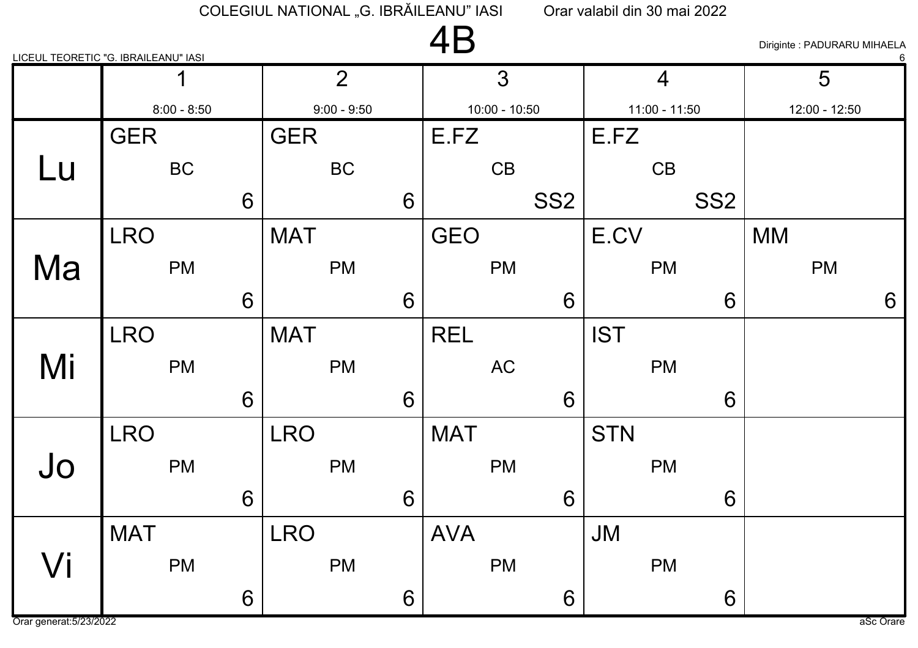COLEGIUL NATIONAL „G. IBRĂILEANU" IASI Orar valabil din 30 mai 2022

# 4B

LICEUL TEORETIC "G. IBRAILEANU" IASI

Diriginte : PADURARU MIHAELA
6

| | 1<br>8:00 - 8:50 | 2<br>9:00 - 9:50 | 3<br>10:00 - 10:50 | 4<br>11:00 - 11:50 | 5<br>12:00 - 12:50 |
|---|---|---|---|---|---|
| Lu | GER BC 6 | GER BC 6 | E.FZ CB SS2 | E.FZ CB SS2 | |
| Ma | LRO PM 6 | MAT PM 6 | GEO PM 6 | E.CV PM 6 | MM PM 6 |
| Mi | LRO PM 6 | MAT PM 6 | REL AC 6 | IST PM 6 | |
| Jo | LRO PM 6 | LRO PM 6 | MAT PM 6 | STN PM 6 | |
| Vi | MAT PM 6 | LRO PM 6 | AVA PM 6 | JM PM 6 | |

Orar generat:5/23/2022

aSc Orare